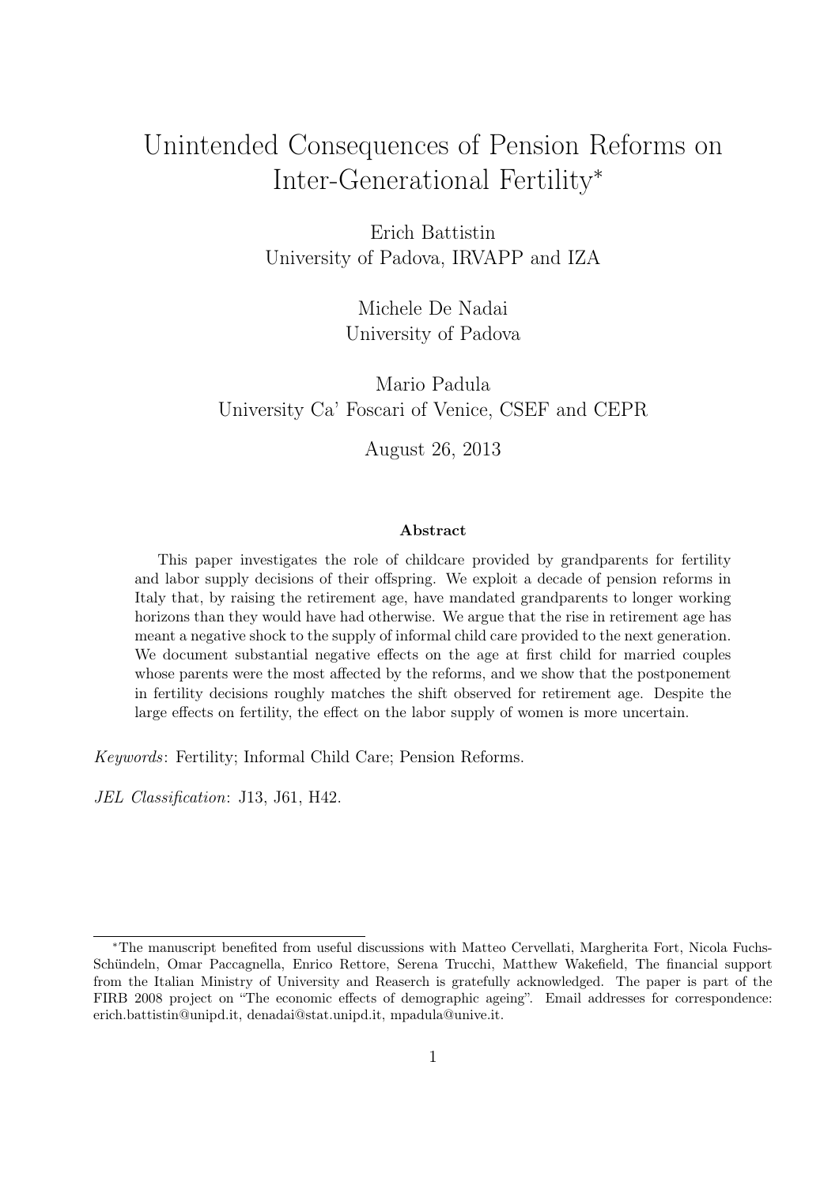# Unintended Consequences of Pension Reforms on Inter-Generational Fertility*

Erich Battistin
University of Padova, IRVAPP and IZA

Michele De Nadai
University of Padova

Mario Padula
University Ca' Foscari of Venice, CSEF and CEPR

August 26, 2013

### Abstract

This paper investigates the role of childcare provided by grandparents for fertility and labor supply decisions of their offspring. We exploit a decade of pension reforms in Italy that, by raising the retirement age, have mandated grandparents to longer working horizons than they would have had otherwise. We argue that the rise in retirement age has meant a negative shock to the supply of informal child care provided to the next generation. We document substantial negative effects on the age at first child for married couples whose parents were the most affected by the reforms, and we show that the postponement in fertility decisions roughly matches the shift observed for retirement age. Despite the large effects on fertility, the effect on the labor supply of women is more uncertain.

*Keywords*: Fertility; Informal Child Care; Pension Reforms.

*JEL Classification*: J13, J61, H42.

---

*The manuscript benefited from useful discussions with Matteo Cervellati, Margherita Fort, Nicola Fuchs-Schündeln, Omar Paccagnella, Enrico Rettore, Serena Trucchi, Matthew Wakefield, The financial support from the Italian Ministry of University and Reaserch is gratefully acknowledged. The paper is part of the FIRB 2008 project on "The economic effects of demographic ageing". Email addresses for correspondence: erich.battistin@unipd.it, denadai@stat.unipd.it, mpadula@unive.it.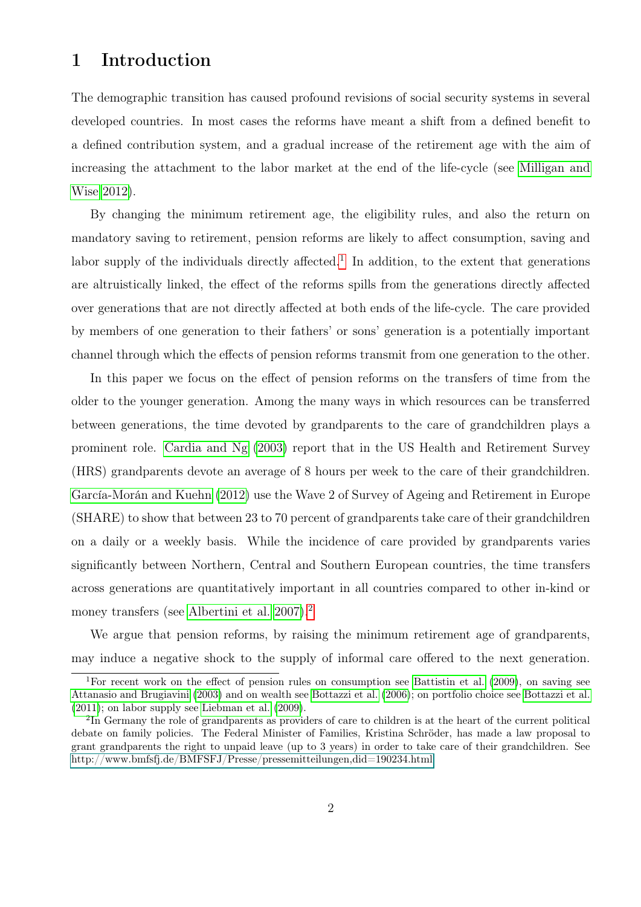# 1 Introduction

The demographic transition has caused profound revisions of social security systems in several developed countries. In most cases the reforms have meant a shift from a defined benefit to a defined contribution system, and a gradual increase of the retirement age with the aim of increasing the attachment to the labor market at the end of the life-cycle (see Milligan and Wise 2012).

By changing the minimum retirement age, the eligibility rules, and also the return on mandatory saving to retirement, pension reforms are likely to affect consumption, saving and labor supply of the individuals directly affected.[1] In addition, to the extent that generations are altruistically linked, the effect of the reforms spills from the generations directly affected over generations that are not directly affected at both ends of the life-cycle. The care provided by members of one generation to their fathers' or sons' generation is a potentially important channel through which the effects of pension reforms transmit from one generation to the other.

In this paper we focus on the effect of pension reforms on the transfers of time from the older to the younger generation. Among the many ways in which resources can be transferred between generations, the time devoted by grandparents to the care of grandchildren plays a prominent role. Cardia and Ng (2003) report that in the US Health and Retirement Survey (HRS) grandparents devote an average of 8 hours per week to the care of their grandchildren. García-Morán and Kuehn (2012) use the Wave 2 of Survey of Ageing and Retirement in Europe (SHARE) to show that between 23 to 70 percent of grandparents take care of their grandchildren on a daily or a weekly basis. While the incidence of care provided by grandparents varies significantly between Northern, Central and Southern European countries, the time transfers across generations are quantitatively important in all countries compared to other in-kind or money transfers (see Albertini et al. 2007).[2]

We argue that pension reforms, by raising the minimum retirement age of grandparents, may induce a negative shock to the supply of informal care offered to the next generation.

[1] For recent work on the effect of pension rules on consumption see Battistin et al. (2009), on saving see Attanasio and Brugiavini (2003) and on wealth see Bottazzi et al. (2006); on portfolio choice see Bottazzi et al. (2011); on labor supply see Liebman et al. (2009).

[2] In Germany the role of grandparents as providers of care to children is at the heart of the current political debate on family policies. The Federal Minister of Families, Kristina Schröder, has made a law proposal to grant grandparents the right to unpaid leave (up to 3 years) in order to take care of their grandchildren. See http://www.bmfsfj.de/BMFSFJ/Presse/pressemitteilungen,did=190234.html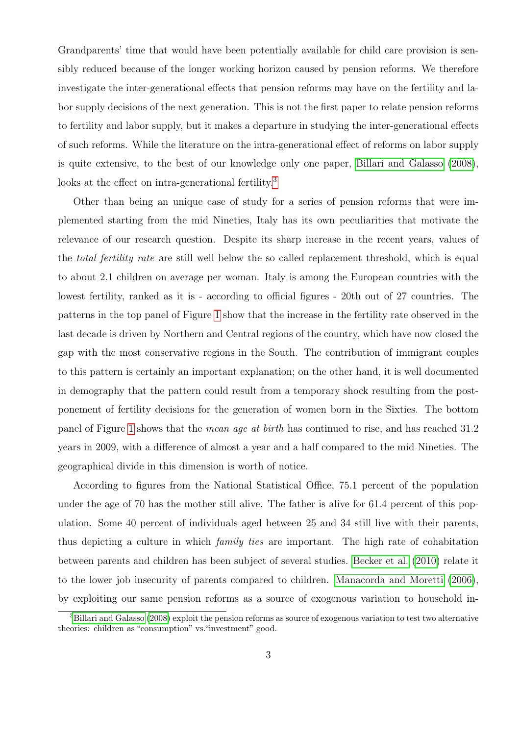Grandparents' time that would have been potentially available for child care provision is sensibly reduced because of the longer working horizon caused by pension reforms. We therefore investigate the inter-generational effects that pension reforms may have on the fertility and labor supply decisions of the next generation. This is not the first paper to relate pension reforms to fertility and labor supply, but it makes a departure in studying the inter-generational effects of such reforms. While the literature on the intra-generational effect of reforms on labor supply is quite extensive, to the best of our knowledge only one paper, Billari and Galasso (2008), looks at the effect on intra-generational fertility.[3]

Other than being an unique case of study for a series of pension reforms that were implemented starting from the mid Nineties, Italy has its own peculiarities that motivate the relevance of our research question. Despite its sharp increase in the recent years, values of the *total fertility rate* are still well below the so called replacement threshold, which is equal to about 2.1 children on average per woman. Italy is among the European countries with the lowest fertility, ranked as it is - according to official figures - 20th out of 27 countries. The patterns in the top panel of Figure 1 show that the increase in the fertility rate observed in the last decade is driven by Northern and Central regions of the country, which have now closed the gap with the most conservative regions in the South. The contribution of immigrant couples to this pattern is certainly an important explanation; on the other hand, it is well documented in demography that the pattern could result from a temporary shock resulting from the postponement of fertility decisions for the generation of women born in the Sixties. The bottom panel of Figure 1 shows that the *mean age at birth* has continued to rise, and has reached 31.2 years in 2009, with a difference of almost a year and a half compared to the mid Nineties. The geographical divide in this dimension is worth of notice.

According to figures from the National Statistical Office, 75.1 percent of the population under the age of 70 has the mother still alive. The father is alive for 61.4 percent of this population. Some 40 percent of individuals aged between 25 and 34 still live with their parents, thus depicting a culture in which *family ties* are important. The high rate of cohabitation between parents and children has been subject of several studies. Becker et al. (2010) relate it to the lower job insecurity of parents compared to children. Manacorda and Moretti (2006), by exploiting our same pension reforms as a source of exogenous variation to household in-

[3] Billari and Galasso (2008) exploit the pension reforms as source of exogenous variation to test two alternative theories: children as "consumption" vs."investment" good.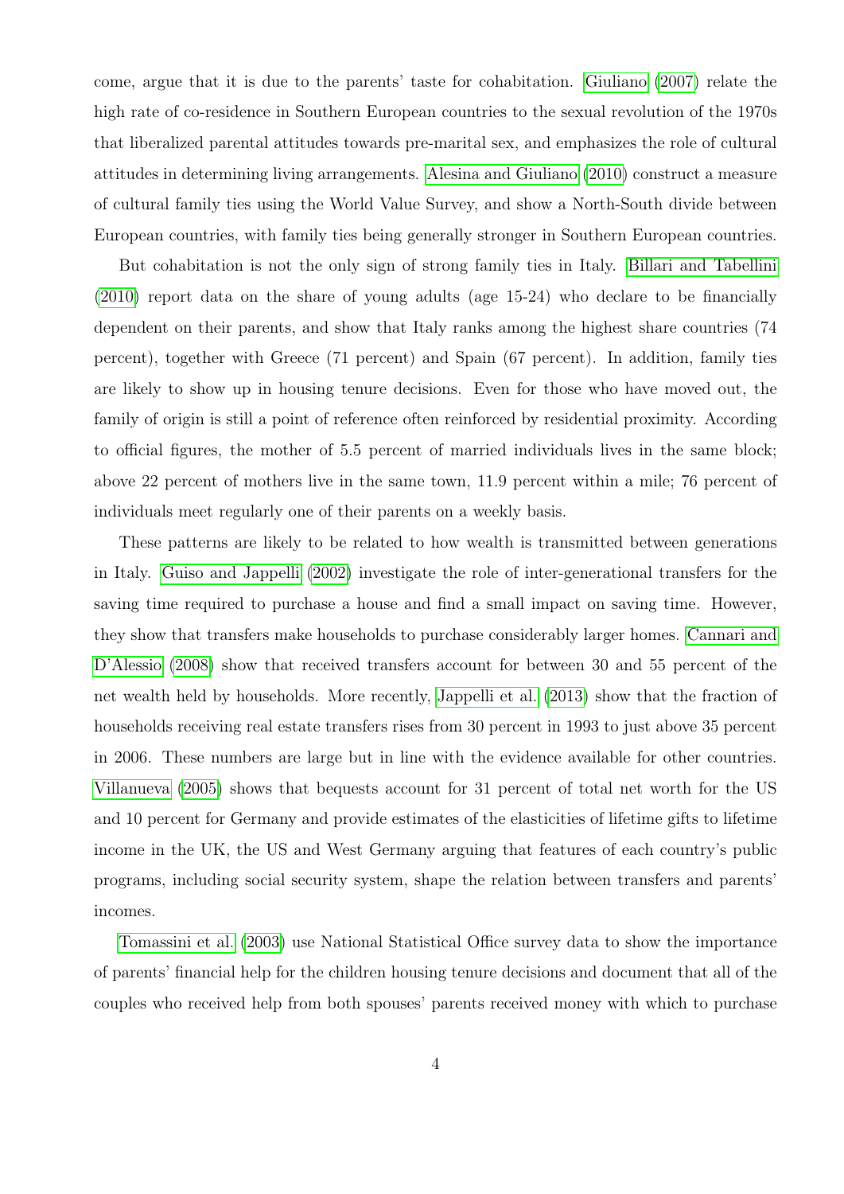come, argue that it is due to the parents' taste for cohabitation. Giuliano (2007) relate the high rate of co-residence in Southern European countries to the sexual revolution of the 1970s that liberalized parental attitudes towards pre-marital sex, and emphasizes the role of cultural attitudes in determining living arrangements. Alesina and Giuliano (2010) construct a measure of cultural family ties using the World Value Survey, and show a North-South divide between European countries, with family ties being generally stronger in Southern European countries.

But cohabitation is not the only sign of strong family ties in Italy. Billari and Tabellini (2010) report data on the share of young adults (age 15-24) who declare to be financially dependent on their parents, and show that Italy ranks among the highest share countries (74 percent), together with Greece (71 percent) and Spain (67 percent). In addition, family ties are likely to show up in housing tenure decisions. Even for those who have moved out, the family of origin is still a point of reference often reinforced by residential proximity. According to official figures, the mother of 5.5 percent of married individuals lives in the same block; above 22 percent of mothers live in the same town, 11.9 percent within a mile; 76 percent of individuals meet regularly one of their parents on a weekly basis.

These patterns are likely to be related to how wealth is transmitted between generations in Italy. Guiso and Jappelli (2002) investigate the role of inter-generational transfers for the saving time required to purchase a house and find a small impact on saving time. However, they show that transfers make households to purchase considerably larger homes. Cannari and D'Alessio (2008) show that received transfers account for between 30 and 55 percent of the net wealth held by households. More recently, Jappelli et al. (2013) show that the fraction of households receiving real estate transfers rises from 30 percent in 1993 to just above 35 percent in 2006. These numbers are large but in line with the evidence available for other countries. Villanueva (2005) shows that bequests account for 31 percent of total net worth for the US and 10 percent for Germany and provide estimates of the elasticities of lifetime gifts to lifetime income in the UK, the US and West Germany arguing that features of each country's public programs, including social security system, shape the relation between transfers and parents' incomes.

Tomassini et al. (2003) use National Statistical Office survey data to show the importance of parents' financial help for the children housing tenure decisions and document that all of the couples who received help from both spouses' parents received money with which to purchase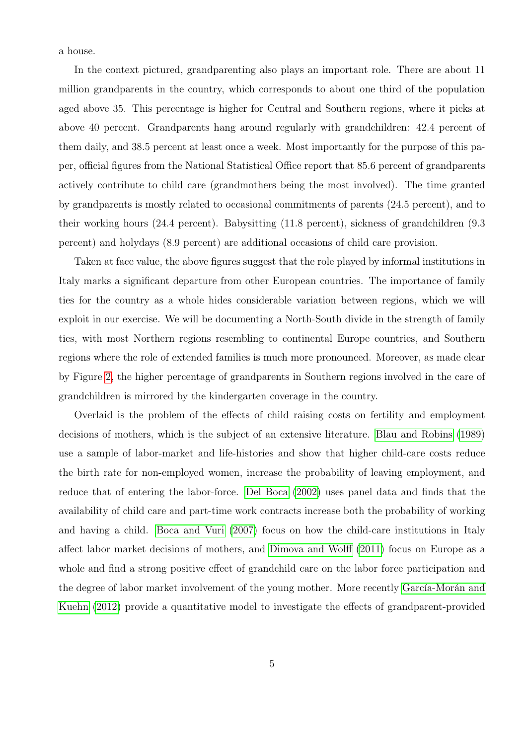a house.

In the context pictured, grandparenting also plays an important role. There are about 11 million grandparents in the country, which corresponds to about one third of the population aged above 35. This percentage is higher for Central and Southern regions, where it picks at above 40 percent. Grandparents hang around regularly with grandchildren: 42.4 percent of them daily, and 38.5 percent at least once a week. Most importantly for the purpose of this paper, official figures from the National Statistical Office report that 85.6 percent of grandparents actively contribute to child care (grandmothers being the most involved). The time granted by grandparents is mostly related to occasional commitments of parents (24.5 percent), and to their working hours (24.4 percent). Babysitting (11.8 percent), sickness of grandchildren (9.3 percent) and holydays (8.9 percent) are additional occasions of child care provision.

Taken at face value, the above figures suggest that the role played by informal institutions in Italy marks a significant departure from other European countries. The importance of family ties for the country as a whole hides considerable variation between regions, which we will exploit in our exercise. We will be documenting a North-South divide in the strength of family ties, with most Northern regions resembling to continental Europe countries, and Southern regions where the role of extended families is much more pronounced. Moreover, as made clear by Figure 2, the higher percentage of grandparents in Southern regions involved in the care of grandchildren is mirrored by the kindergarten coverage in the country.

Overlaid is the problem of the effects of child raising costs on fertility and employment decisions of mothers, which is the subject of an extensive literature. Blau and Robins (1989) use a sample of labor-market and life-histories and show that higher child-care costs reduce the birth rate for non-employed women, increase the probability of leaving employment, and reduce that of entering the labor-force. Del Boca (2002) uses panel data and finds that the availability of child care and part-time work contracts increase both the probability of working and having a child. Boca and Vuri (2007) focus on how the child-care institutions in Italy affect labor market decisions of mothers, and Dimova and Wolff (2011) focus on Europe as a whole and find a strong positive effect of grandchild care on the labor force participation and the degree of labor market involvement of the young mother. More recently García-Morán and Kuehn (2012) provide a quantitative model to investigate the effects of grandparent-provided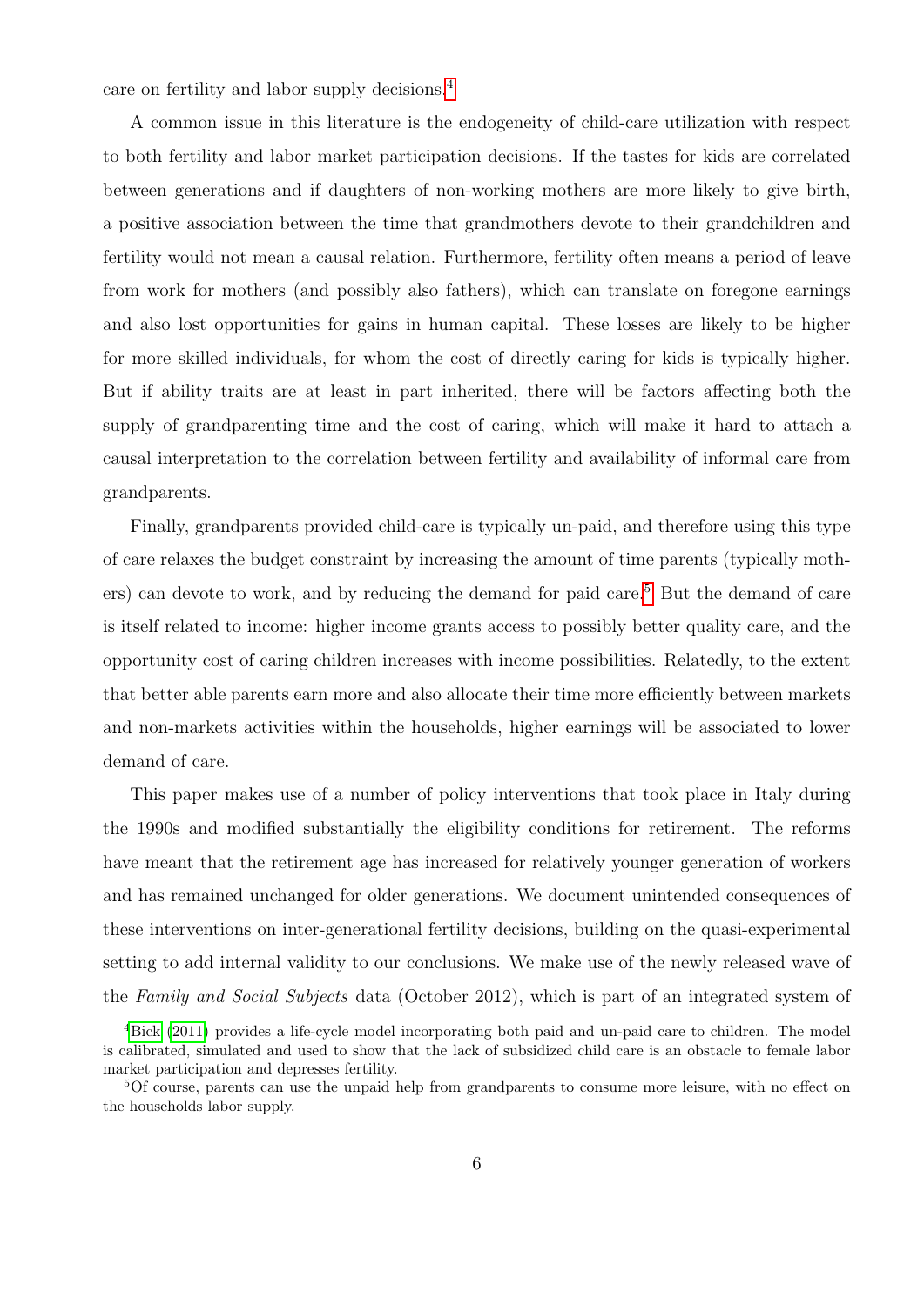care on fertility and labor supply decisions.[4]

A common issue in this literature is the endogeneity of child-care utilization with respect to both fertility and labor market participation decisions. If the tastes for kids are correlated between generations and if daughters of non-working mothers are more likely to give birth, a positive association between the time that grandmothers devote to their grandchildren and fertility would not mean a causal relation. Furthermore, fertility often means a period of leave from work for mothers (and possibly also fathers), which can translate on foregone earnings and also lost opportunities for gains in human capital. These losses are likely to be higher for more skilled individuals, for whom the cost of directly caring for kids is typically higher. But if ability traits are at least in part inherited, there will be factors affecting both the supply of grandparenting time and the cost of caring, which will make it hard to attach a causal interpretation to the correlation between fertility and availability of informal care from grandparents.

Finally, grandparents provided child-care is typically un-paid, and therefore using this type of care relaxes the budget constraint by increasing the amount of time parents (typically mothers) can devote to work, and by reducing the demand for paid care.[5] But the demand of care is itself related to income: higher income grants access to possibly better quality care, and the opportunity cost of caring children increases with income possibilities. Relatedly, to the extent that better able parents earn more and also allocate their time more efficiently between markets and non-markets activities within the households, higher earnings will be associated to lower demand of care.

This paper makes use of a number of policy interventions that took place in Italy during the 1990s and modified substantially the eligibility conditions for retirement. The reforms have meant that the retirement age has increased for relatively younger generation of workers and has remained unchanged for older generations. We document unintended consequences of these interventions on inter-generational fertility decisions, building on the quasi-experimental setting to add internal validity to our conclusions. We make use of the newly released wave of the *Family and Social Subjects* data (October 2012), which is part of an integrated system of

[4] Bick (2011) provides a life-cycle model incorporating both paid and un-paid care to children. The model is calibrated, simulated and used to show that the lack of subsidized child care is an obstacle to female labor market participation and depresses fertility.

[5] Of course, parents can use the unpaid help from grandparents to consume more leisure, with no effect on the households labor supply.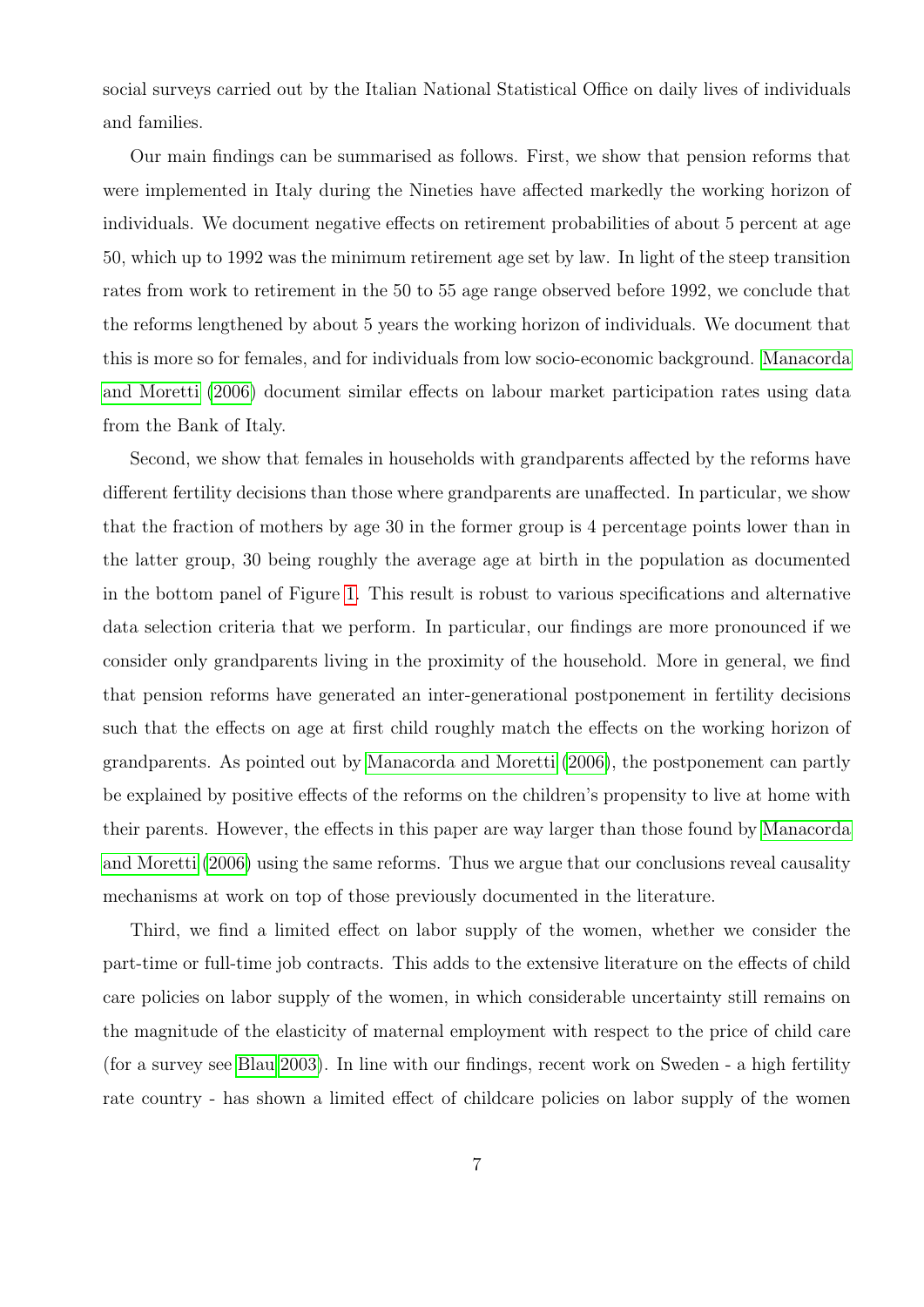social surveys carried out by the Italian National Statistical Office on daily lives of individuals and families.

Our main findings can be summarised as follows. First, we show that pension reforms that were implemented in Italy during the Nineties have affected markedly the working horizon of individuals. We document negative effects on retirement probabilities of about 5 percent at age 50, which up to 1992 was the minimum retirement age set by law. In light of the steep transition rates from work to retirement in the 50 to 55 age range observed before 1992, we conclude that the reforms lengthened by about 5 years the working horizon of individuals. We document that this is more so for females, and for individuals from low socio-economic background. Manacorda and Moretti (2006) document similar effects on labour market participation rates using data from the Bank of Italy.

Second, we show that females in households with grandparents affected by the reforms have different fertility decisions than those where grandparents are unaffected. In particular, we show that the fraction of mothers by age 30 in the former group is 4 percentage points lower than in the latter group, 30 being roughly the average age at birth in the population as documented in the bottom panel of Figure 1. This result is robust to various specifications and alternative data selection criteria that we perform. In particular, our findings are more pronounced if we consider only grandparents living in the proximity of the household. More in general, we find that pension reforms have generated an inter-generational postponement in fertility decisions such that the effects on age at first child roughly match the effects on the working horizon of grandparents. As pointed out by Manacorda and Moretti (2006), the postponement can partly be explained by positive effects of the reforms on the children's propensity to live at home with their parents. However, the effects in this paper are way larger than those found by Manacorda and Moretti (2006) using the same reforms. Thus we argue that our conclusions reveal causality mechanisms at work on top of those previously documented in the literature.

Third, we find a limited effect on labor supply of the women, whether we consider the part-time or full-time job contracts. This adds to the extensive literature on the effects of child care policies on labor supply of the women, in which considerable uncertainty still remains on the magnitude of the elasticity of maternal employment with respect to the price of child care (for a survey see Blau 2003). In line with our findings, recent work on Sweden - a high fertility rate country - has shown a limited effect of childcare policies on labor supply of the women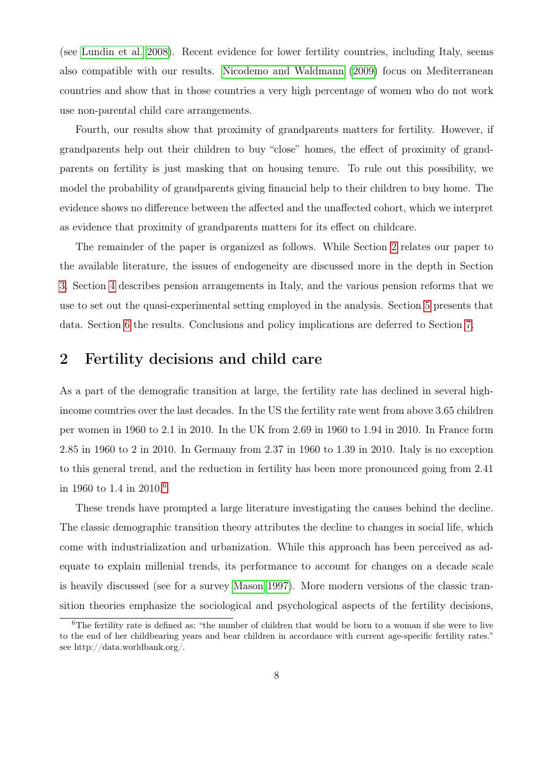(see Lundin et al. 2008). Recent evidence for lower fertility countries, including Italy, seems also compatible with our results. Nicodemo and Waldmann (2009) focus on Mediterranean countries and show that in those countries a very high percentage of women who do not work use non-parental child care arrangements.

Fourth, our results show that proximity of grandparents matters for fertility. However, if grandparents help out their children to buy "close" homes, the effect of proximity of grandparents on fertility is just masking that on housing tenure. To rule out this possibility, we model the probability of grandparents giving financial help to their children to buy home. The evidence shows no difference between the affected and the unaffected cohort, which we interpret as evidence that proximity of grandparents matters for its effect on childcare.

The remainder of the paper is organized as follows. While Section 2 relates our paper to the available literature, the issues of endogeneity are discussed more in the depth in Section 3. Section 4 describes pension arrangements in Italy, and the various pension reforms that we use to set out the quasi-experimental setting employed in the analysis. Section 5 presents that data. Section 6 the results. Conclusions and policy implications are deferred to Section 7.

## 2 Fertility decisions and child care

As a part of the demografic transition at large, the fertility rate has declined in several high-income countries over the last decades. In the US the fertility rate went from above 3.65 children per women in 1960 to 2.1 in 2010. In the UK from 2.69 in 1960 to 1.94 in 2010. In France form 2.85 in 1960 to 2 in 2010. In Germany from 2.37 in 1960 to 1.39 in 2010. Italy is no exception to this general trend, and the reduction in fertility has been more pronounced going from 2.41 in 1960 to 1.4 in 2010.[6]

These trends have prompted a large literature investigating the causes behind the decline. The classic demographic transition theory attributes the decline to changes in social life, which come with industrialization and urbanization. While this approach has been perceived as adequate to explain millenial trends, its performance to account for changes on a decade scale is heavily discussed (see for a survey Mason 1997). More modern versions of the classic transition theories emphasize the sociological and psychological aspects of the fertility decisions,

[6] The fertility rate is defined as: "the number of children that would be born to a woman if she were to live to the end of her childbearing years and bear children in accordance with current age-specific fertility rates." see http://data.worldbank.org/.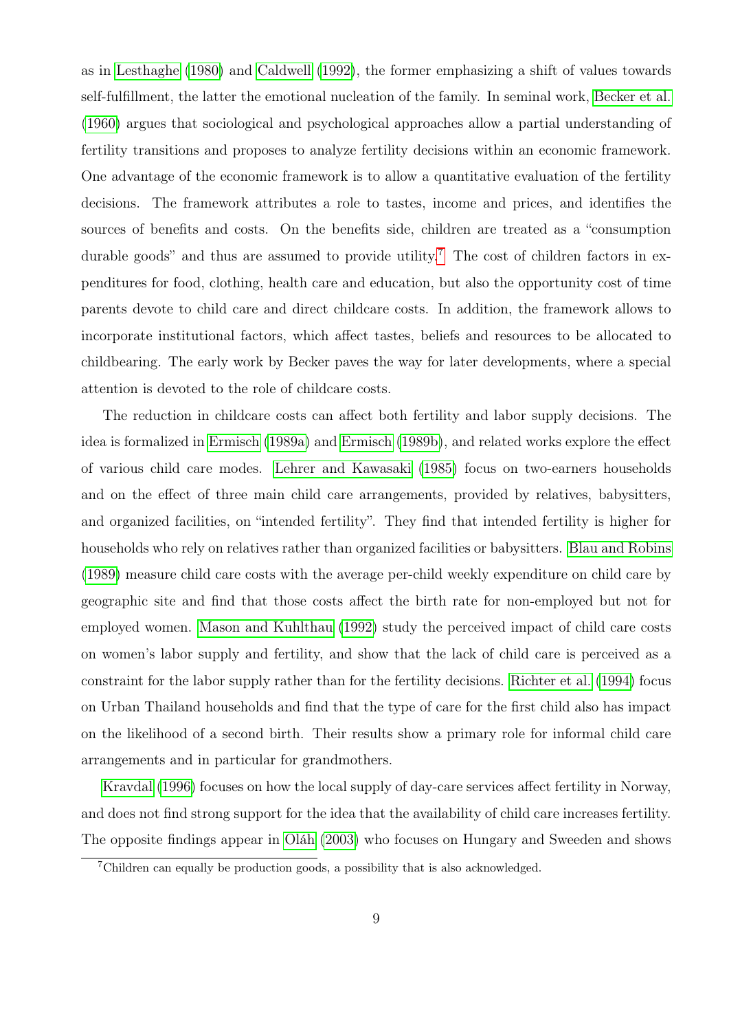as in Lesthaghe (1980) and Caldwell (1992), the former emphasizing a shift of values towards self-fulfillment, the latter the emotional nucleation of the family. In seminal work, Becker et al. (1960) argues that sociological and psychological approaches allow a partial understanding of fertility transitions and proposes to analyze fertility decisions within an economic framework. One advantage of the economic framework is to allow a quantitative evaluation of the fertility decisions. The framework attributes a role to tastes, income and prices, and identifies the sources of benefits and costs. On the benefits side, children are treated as a "consumption durable goods" and thus are assumed to provide utility.[7] The cost of children factors in expenditures for food, clothing, health care and education, but also the opportunity cost of time parents devote to child care and direct childcare costs. In addition, the framework allows to incorporate institutional factors, which affect tastes, beliefs and resources to be allocated to childbearing. The early work by Becker paves the way for later developments, where a special attention is devoted to the role of childcare costs.

The reduction in childcare costs can affect both fertility and labor supply decisions. The idea is formalized in Ermisch (1989a) and Ermisch (1989b), and related works explore the effect of various child care modes. Lehrer and Kawasaki (1985) focus on two-earners households and on the effect of three main child care arrangements, provided by relatives, babysitters, and organized facilities, on "intended fertility". They find that intended fertility is higher for households who rely on relatives rather than organized facilities or babysitters. Blau and Robins (1989) measure child care costs with the average per-child weekly expenditure on child care by geographic site and find that those costs affect the birth rate for non-employed but not for employed women. Mason and Kuhlthau (1992) study the perceived impact of child care costs on women's labor supply and fertility, and show that the lack of child care is perceived as a constraint for the labor supply rather than for the fertility decisions. Richter et al. (1994) focus on Urban Thailand households and find that the type of care for the first child also has impact on the likelihood of a second birth. Their results show a primary role for informal child care arrangements and in particular for grandmothers.

Kravdal (1996) focuses on how the local supply of day-care services affect fertility in Norway, and does not find strong support for the idea that the availability of child care increases fertility. The opposite findings appear in Oláh (2003) who focuses on Hungary and Sweeden and shows

[7] Children can equally be production goods, a possibility that is also acknowledged.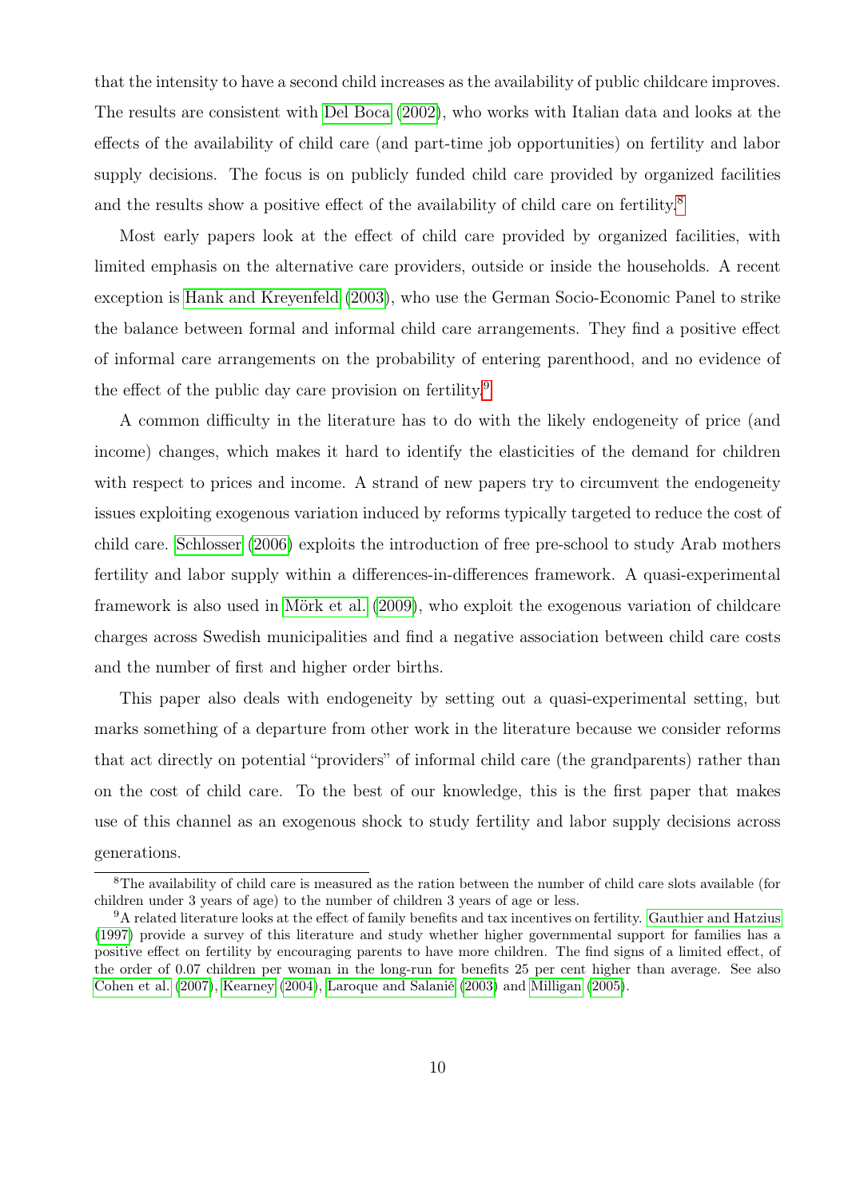that the intensity to have a second child increases as the availability of public childcare improves. The results are consistent with Del Boca (2002), who works with Italian data and looks at the effects of the availability of child care (and part-time job opportunities) on fertility and labor supply decisions. The focus is on publicly funded child care provided by organized facilities and the results show a positive effect of the availability of child care on fertility.[8]

Most early papers look at the effect of child care provided by organized facilities, with limited emphasis on the alternative care providers, outside or inside the households. A recent exception is Hank and Kreyenfeld (2003), who use the German Socio-Economic Panel to strike the balance between formal and informal child care arrangements. They find a positive effect of informal care arrangements on the probability of entering parenthood, and no evidence of the effect of the public day care provision on fertility.[9]

A common difficulty in the literature has to do with the likely endogeneity of price (and income) changes, which makes it hard to identify the elasticities of the demand for children with respect to prices and income. A strand of new papers try to circumvent the endogeneity issues exploiting exogenous variation induced by reforms typically targeted to reduce the cost of child care. Schlosser (2006) exploits the introduction of free pre-school to study Arab mothers fertility and labor supply within a differences-in-differences framework. A quasi-experimental framework is also used in Mörk et al. (2009), who exploit the exogenous variation of childcare charges across Swedish municipalities and find a negative association between child care costs and the number of first and higher order births.

This paper also deals with endogeneity by setting out a quasi-experimental setting, but marks something of a departure from other work in the literature because we consider reforms that act directly on potential "providers" of informal child care (the grandparents) rather than on the cost of child care. To the best of our knowledge, this is the first paper that makes use of this channel as an exogenous shock to study fertility and labor supply decisions across generations.

[8] The availability of child care is measured as the ration between the number of child care slots available (for children under 3 years of age) to the number of children 3 years of age or less.

[9] A related literature looks at the effect of family benefits and tax incentives on fertility. Gauthier and Hatzius (1997) provide a survey of this literature and study whether higher governmental support for families has a positive effect on fertility by encouraging parents to have more children. The find signs of a limited effect, of the order of 0.07 children per woman in the long-run for benefits 25 per cent higher than average. See also Cohen et al. (2007), Kearney (2004), Laroque and Salanié (2003) and Milligan (2005).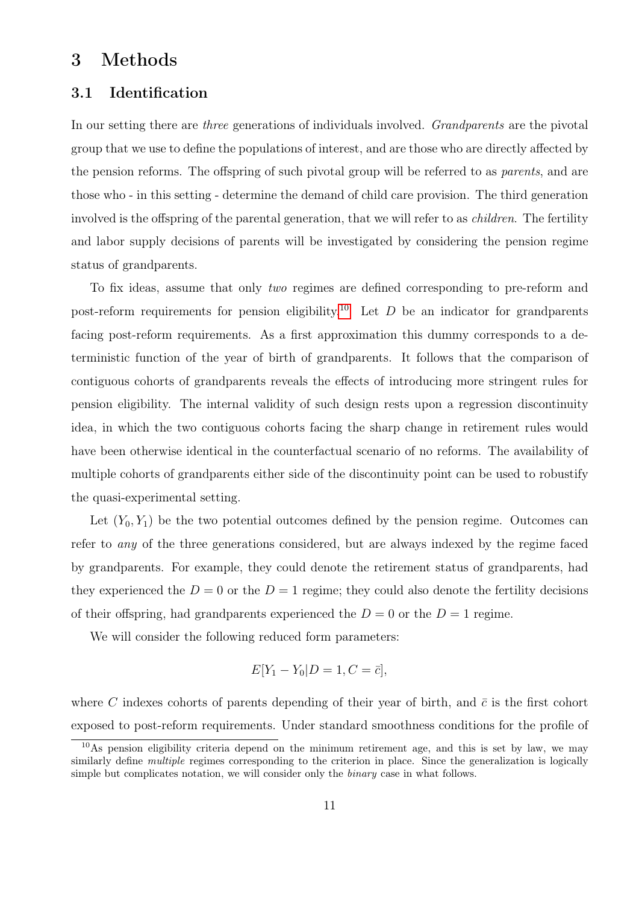# 3 Methods

## 3.1 Identification

In our setting there are *three* generations of individuals involved. *Grandparents* are the pivotal group that we use to define the populations of interest, and are those who are directly affected by the pension reforms. The offspring of such pivotal group will be referred to as *parents*, and are those who - in this setting - determine the demand of child care provision. The third generation involved is the offspring of the parental generation, that we will refer to as *children*. The fertility and labor supply decisions of parents will be investigated by considering the pension regime status of grandparents.

To fix ideas, assume that only *two* regimes are defined corresponding to pre-reform and post-reform requirements for pension eligibility.[10] Let $D$ be an indicator for grandparents facing post-reform requirements. As a first approximation this dummy corresponds to a deterministic function of the year of birth of grandparents. It follows that the comparison of contiguous cohorts of grandparents reveals the effects of introducing more stringent rules for pension eligibility. The internal validity of such design rests upon a regression discontinuity idea, in which the two contiguous cohorts facing the sharp change in retirement rules would have been otherwise identical in the counterfactual scenario of no reforms. The availability of multiple cohorts of grandparents either side of the discontinuity point can be used to robustify the quasi-experimental setting.

Let $(Y_0, Y_1)$ be the two potential outcomes defined by the pension regime. Outcomes can refer to *any* of the three generations considered, but are always indexed by the regime faced by grandparents. For example, they could denote the retirement status of grandparents, had they experienced the $D = 0$ or the $D = 1$ regime; they could also denote the fertility decisions of their offspring, had grandparents experienced the $D = 0$ or the $D = 1$ regime.

We will consider the following reduced form parameters:

$$E[Y_1 - Y_0 | D = 1, C = \bar{c}],$$

where $C$ indexes cohorts of parents depending of their year of birth, and $\bar{c}$ is the first cohort exposed to post-reform requirements. Under standard smoothness conditions for the profile of

[10] As pension eligibility criteria depend on the minimum retirement age, and this is set by law, we may similarly define *multiple* regimes corresponding to the criterion in place. Since the generalization is logically simple but complicates notation, we will consider only the *binary* case in what follows.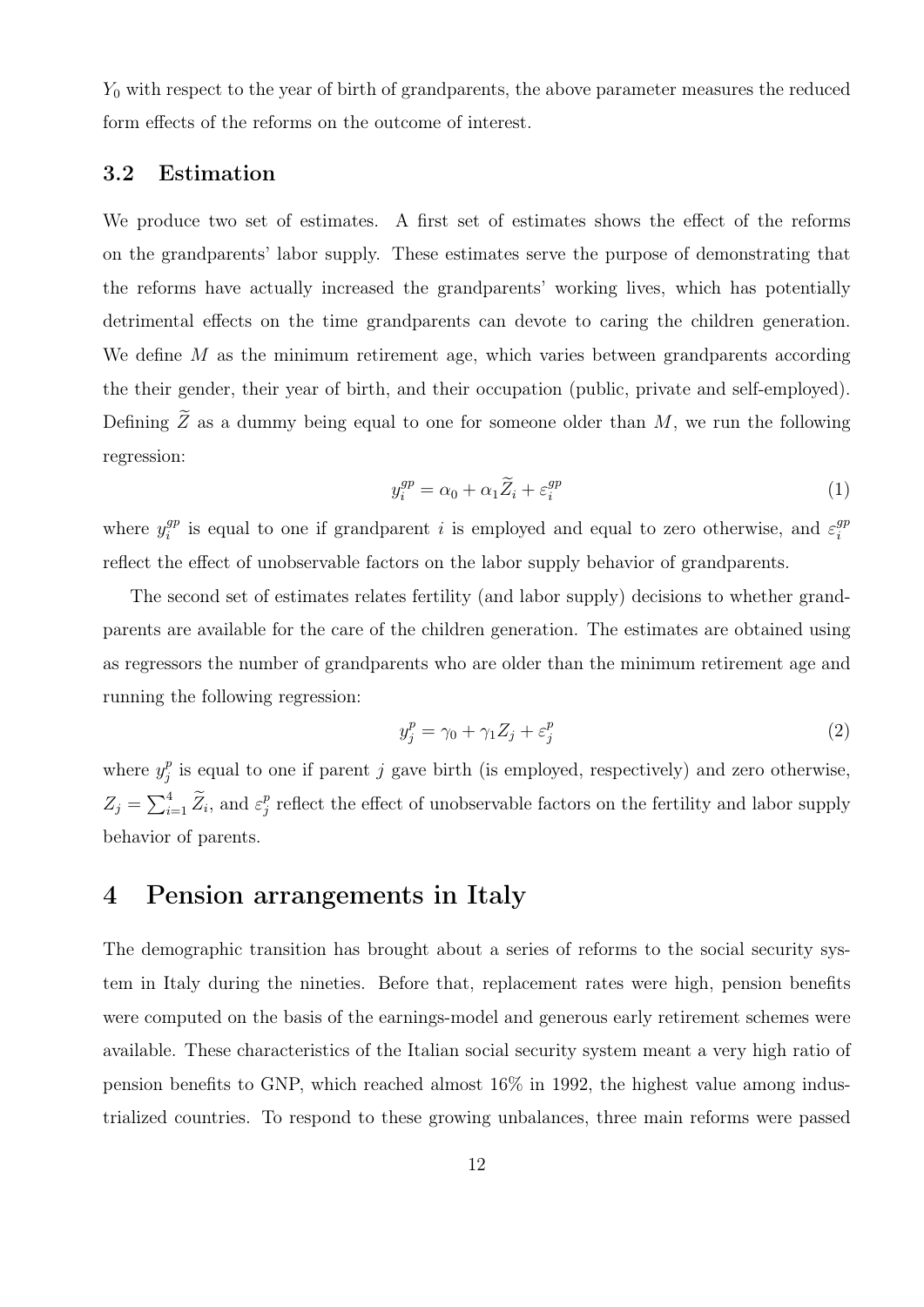$Y_0$ with respect to the year of birth of grandparents, the above parameter measures the reduced form effects of the reforms on the outcome of interest.

### 3.2 Estimation

We produce two set of estimates. A first set of estimates shows the effect of the reforms on the grandparents' labor supply. These estimates serve the purpose of demonstrating that the reforms have actually increased the grandparents' working lives, which has potentially detrimental effects on the time grandparents can devote to caring the children generation. We define $M$ as the minimum retirement age, which varies between grandparents according the their gender, their year of birth, and their occupation (public, private and self-employed). Defining $\widetilde{Z}$ as a dummy being equal to one for someone older than $M$, we run the following regression:

$$y_i^{gp} = \alpha_0 + \alpha_1 \widetilde{Z}_i + \varepsilon_i^{gp} \tag{1}$$

where $y_i^{gp}$ is equal to one if grandparent $i$ is employed and equal to zero otherwise, and $\varepsilon_i^{gp}$ reflect the effect of unobservable factors on the labor supply behavior of grandparents.

The second set of estimates relates fertility (and labor supply) decisions to whether grandparents are available for the care of the children generation. The estimates are obtained using as regressors the number of grandparents who are older than the minimum retirement age and running the following regression:

$$y_j^p = \gamma_0 + \gamma_1 Z_j + \varepsilon_j^p \tag{2}$$

where $y_j^p$ is equal to one if parent $j$ gave birth (is employed, respectively) and zero otherwise, $Z_j = \sum_{i=1}^{4} \widetilde{Z}_i$, and $\varepsilon_j^p$ reflect the effect of unobservable factors on the fertility and labor supply behavior of parents.

## 4 Pension arrangements in Italy

The demographic transition has brought about a series of reforms to the social security system in Italy during the nineties. Before that, replacement rates were high, pension benefits were computed on the basis of the earnings-model and generous early retirement schemes were available. These characteristics of the Italian social security system meant a very high ratio of pension benefits to GNP, which reached almost 16% in 1992, the highest value among industrialized countries. To respond to these growing unbalances, three main reforms were passed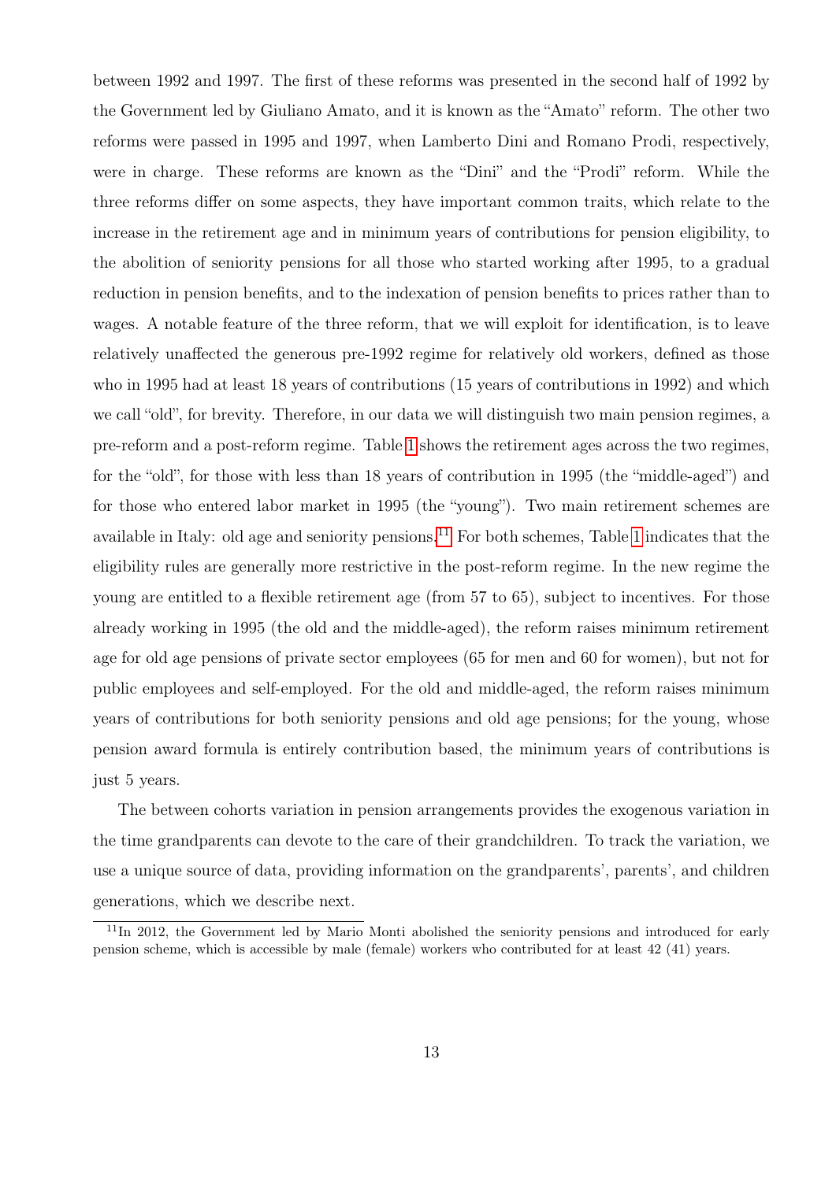between 1992 and 1997. The first of these reforms was presented in the second half of 1992 by the Government led by Giuliano Amato, and it is known as the "Amato" reform. The other two reforms were passed in 1995 and 1997, when Lamberto Dini and Romano Prodi, respectively, were in charge. These reforms are known as the "Dini" and the "Prodi" reform. While the three reforms differ on some aspects, they have important common traits, which relate to the increase in the retirement age and in minimum years of contributions for pension eligibility, to the abolition of seniority pensions for all those who started working after 1995, to a gradual reduction in pension benefits, and to the indexation of pension benefits to prices rather than to wages. A notable feature of the three reform, that we will exploit for identification, is to leave relatively unaffected the generous pre-1992 regime for relatively old workers, defined as those who in 1995 had at least 18 years of contributions (15 years of contributions in 1992) and which we call "old", for brevity. Therefore, in our data we will distinguish two main pension regimes, a pre-reform and a post-reform regime. Table 1 shows the retirement ages across the two regimes, for the "old", for those with less than 18 years of contribution in 1995 (the "middle-aged") and for those who entered labor market in 1995 (the "young"). Two main retirement schemes are available in Italy: old age and seniority pensions.[11] For both schemes, Table 1 indicates that the eligibility rules are generally more restrictive in the post-reform regime. In the new regime the young are entitled to a flexible retirement age (from 57 to 65), subject to incentives. For those already working in 1995 (the old and the middle-aged), the reform raises minimum retirement age for old age pensions of private sector employees (65 for men and 60 for women), but not for public employees and self-employed. For the old and middle-aged, the reform raises minimum years of contributions for both seniority pensions and old age pensions; for the young, whose pension award formula is entirely contribution based, the minimum years of contributions is just 5 years.

The between cohorts variation in pension arrangements provides the exogenous variation in the time grandparents can devote to the care of their grandchildren. To track the variation, we use a unique source of data, providing information on the grandparents', parents', and children generations, which we describe next.

[11] In 2012, the Government led by Mario Monti abolished the seniority pensions and introduced for early pension scheme, which is accessible by male (female) workers who contributed for at least 42 (41) years.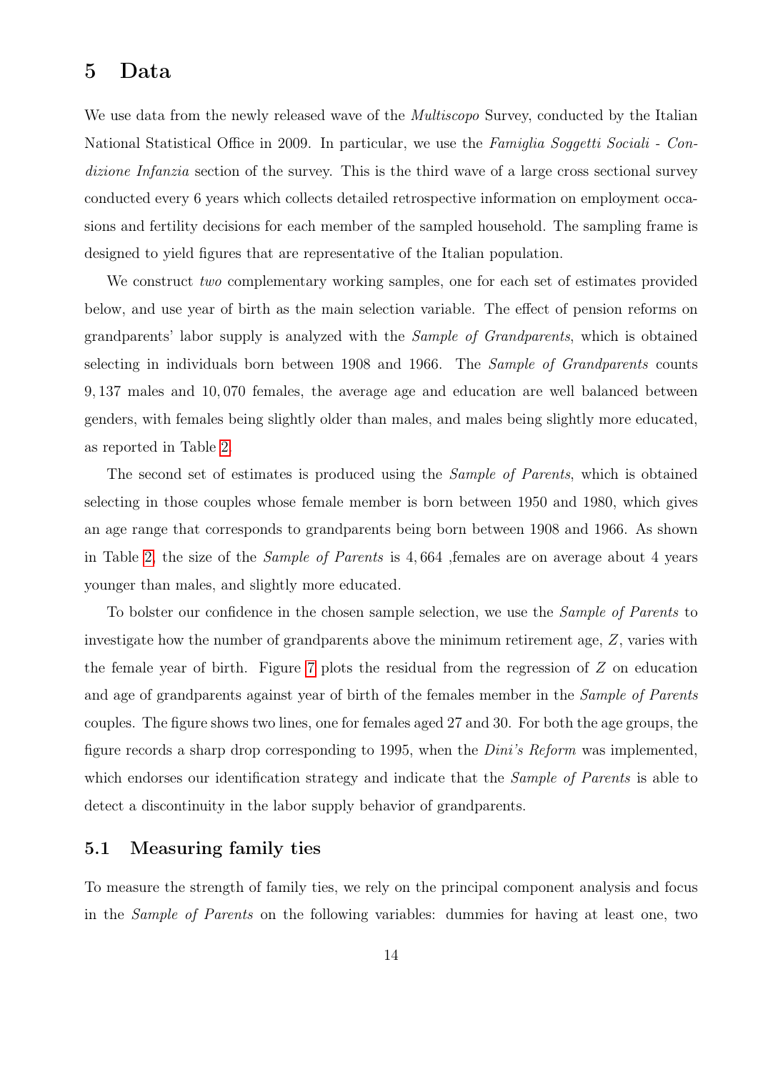# 5 Data

We use data from the newly released wave of the *Multiscopo* Survey, conducted by the Italian National Statistical Office in 2009. In particular, we use the *Famiglia Soggetti Sociali - Condizione Infanzia* section of the survey. This is the third wave of a large cross sectional survey conducted every 6 years which collects detailed retrospective information on employment occasions and fertility decisions for each member of the sampled household. The sampling frame is designed to yield figures that are representative of the Italian population.

We construct *two* complementary working samples, one for each set of estimates provided below, and use year of birth as the main selection variable. The effect of pension reforms on grandparents' labor supply is analyzed with the *Sample of Grandparents*, which is obtained selecting in individuals born between 1908 and 1966. The *Sample of Grandparents* counts 9,137 males and 10,070 females, the average age and education are well balanced between genders, with females being slightly older than males, and males being slightly more educated, as reported in Table 2.

The second set of estimates is produced using the *Sample of Parents*, which is obtained selecting in those couples whose female member is born between 1950 and 1980, which gives an age range that corresponds to grandparents being born between 1908 and 1966. As shown in Table 2, the size of the *Sample of Parents* is 4,664 ,females are on average about 4 years younger than males, and slightly more educated.

To bolster our confidence in the chosen sample selection, we use the *Sample of Parents* to investigate how the number of grandparents above the minimum retirement age, $Z$, varies with the female year of birth. Figure 7 plots the residual from the regression of $Z$ on education and age of grandparents against year of birth of the females member in the *Sample of Parents* couples. The figure shows two lines, one for females aged 27 and 30. For both the age groups, the figure records a sharp drop corresponding to 1995, when the *Dini's Reform* was implemented, which endorses our identification strategy and indicate that the *Sample of Parents* is able to detect a discontinuity in the labor supply behavior of grandparents.

## 5.1 Measuring family ties

To measure the strength of family ties, we rely on the principal component analysis and focus in the *Sample of Parents* on the following variables: dummies for having at least one, two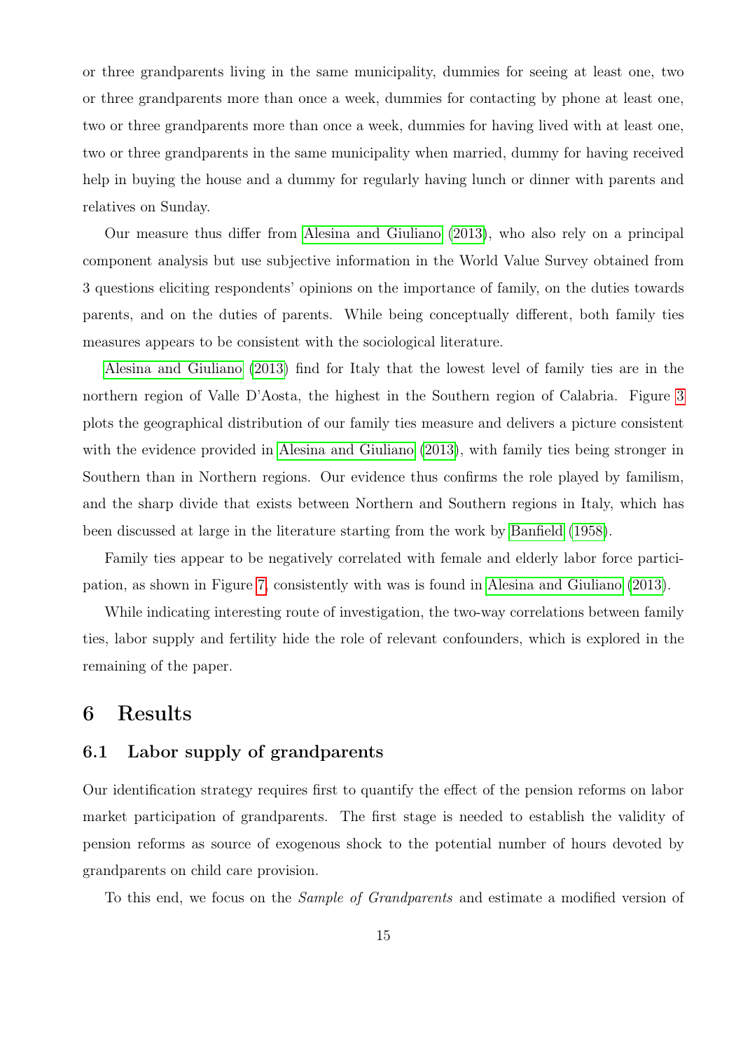or three grandparents living in the same municipality, dummies for seeing at least one, two or three grandparents more than once a week, dummies for contacting by phone at least one, two or three grandparents more than once a week, dummies for having lived with at least one, two or three grandparents in the same municipality when married, dummy for having received help in buying the house and a dummy for regularly having lunch or dinner with parents and relatives on Sunday.

Our measure thus differ from Alesina and Giuliano (2013), who also rely on a principal component analysis but use subjective information in the World Value Survey obtained from 3 questions eliciting respondents' opinions on the importance of family, on the duties towards parents, and on the duties of parents. While being conceptually different, both family ties measures appears to be consistent with the sociological literature.

Alesina and Giuliano (2013) find for Italy that the lowest level of family ties are in the northern region of Valle D'Aosta, the highest in the Southern region of Calabria. Figure 3 plots the geographical distribution of our family ties measure and delivers a picture consistent with the evidence provided in Alesina and Giuliano (2013), with family ties being stronger in Southern than in Northern regions. Our evidence thus confirms the role played by familism, and the sharp divide that exists between Northern and Southern regions in Italy, which has been discussed at large in the literature starting from the work by Banfield (1958).

Family ties appear to be negatively correlated with female and elderly labor force participation, as shown in Figure 7, consistently with was is found in Alesina and Giuliano (2013).

While indicating interesting route of investigation, the two-way correlations between family ties, labor supply and fertility hide the role of relevant confounders, which is explored in the remaining of the paper.

# 6 Results

## 6.1 Labor supply of grandparents

Our identification strategy requires first to quantify the effect of the pension reforms on labor market participation of grandparents. The first stage is needed to establish the validity of pension reforms as source of exogenous shock to the potential number of hours devoted by grandparents on child care provision.

To this end, we focus on the *Sample of Grandparents* and estimate a modified version of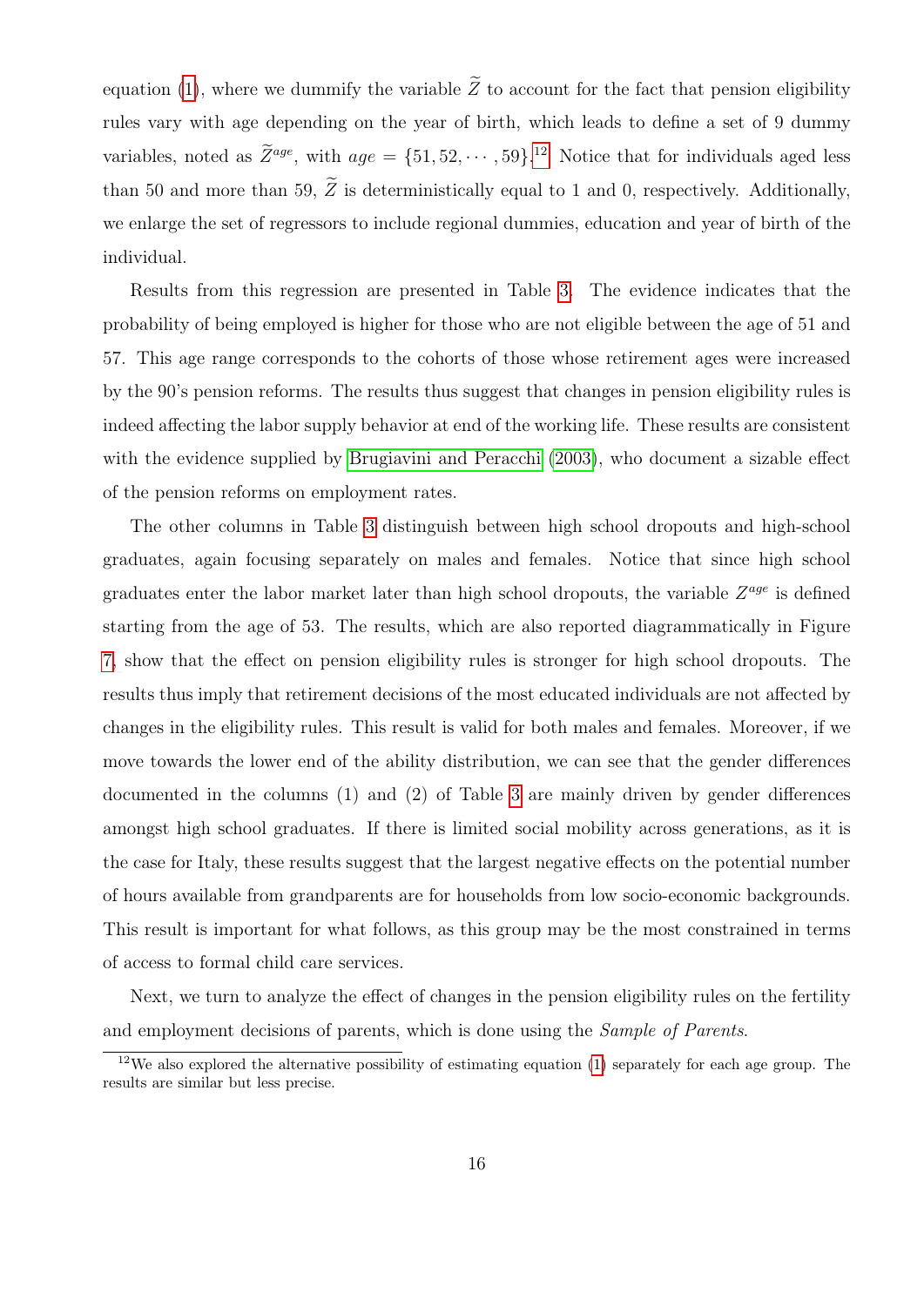equation (1), where we dummify the variable $\widetilde{Z}$ to account for the fact that pension eligibility rules vary with age depending on the year of birth, which leads to define a set of 9 dummy variables, noted as $\widetilde{Z}^{age}$, with $age = \{51, 52, \cdots, 59\}$.[12] Notice that for individuals aged less than 50 and more than 59, $\widetilde{Z}$ is deterministically equal to 1 and 0, respectively. Additionally, we enlarge the set of regressors to include regional dummies, education and year of birth of the individual.

Results from this regression are presented in Table 3. The evidence indicates that the probability of being employed is higher for those who are not eligible between the age of 51 and 57. This age range corresponds to the cohorts of those whose retirement ages were increased by the 90's pension reforms. The results thus suggest that changes in pension eligibility rules is indeed affecting the labor supply behavior at end of the working life. These results are consistent with the evidence supplied by Brugiavini and Peracchi (2003), who document a sizable effect of the pension reforms on employment rates.

The other columns in Table 3 distinguish between high school dropouts and high-school graduates, again focusing separately on males and females. Notice that since high school graduates enter the labor market later than high school dropouts, the variable $Z^{age}$ is defined starting from the age of 53. The results, which are also reported diagrammatically in Figure 7, show that the effect on pension eligibility rules is stronger for high school dropouts. The results thus imply that retirement decisions of the most educated individuals are not affected by changes in the eligibility rules. This result is valid for both males and females. Moreover, if we move towards the lower end of the ability distribution, we can see that the gender differences documented in the columns (1) and (2) of Table 3 are mainly driven by gender differences amongst high school graduates. If there is limited social mobility across generations, as it is the case for Italy, these results suggest that the largest negative effects on the potential number of hours available from grandparents are for households from low socio-economic backgrounds. This result is important for what follows, as this group may be the most constrained in terms of access to formal child care services.

Next, we turn to analyze the effect of changes in the pension eligibility rules on the fertility and employment decisions of parents, which is done using the *Sample of Parents*.

[12] We also explored the alternative possibility of estimating equation (1) separately for each age group. The results are similar but less precise.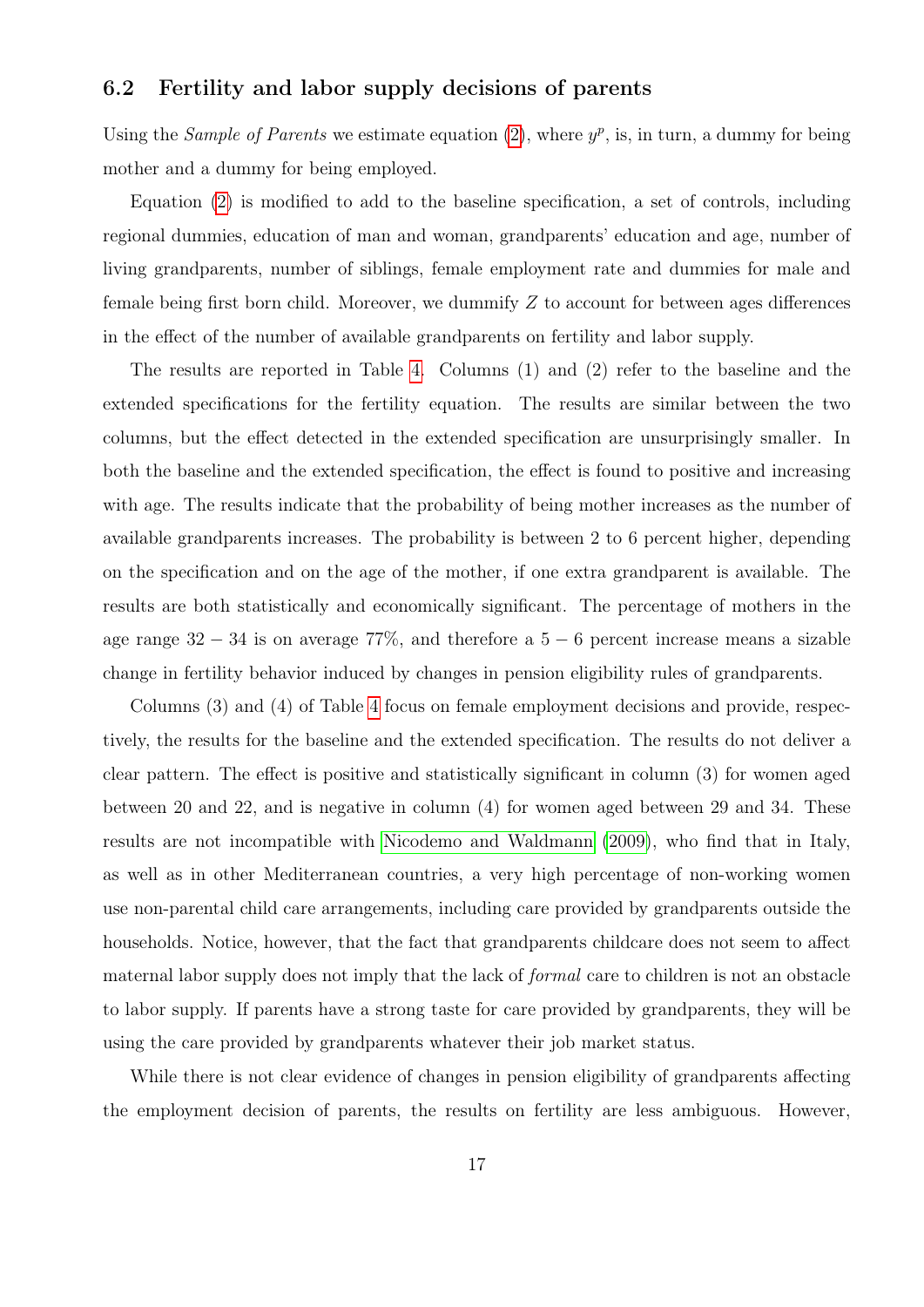### 6.2 Fertility and labor supply decisions of parents

Using the *Sample of Parents* we estimate equation (2), where $y^p$, is, in turn, a dummy for being mother and a dummy for being employed.

Equation (2) is modified to add to the baseline specification, a set of controls, including regional dummies, education of man and woman, grandparents' education and age, number of living grandparents, number of siblings, female employment rate and dummies for male and female being first born child. Moreover, we dummify $Z$ to account for between ages differences in the effect of the number of available grandparents on fertility and labor supply.

The results are reported in Table 4. Columns (1) and (2) refer to the baseline and the extended specifications for the fertility equation. The results are similar between the two columns, but the effect detected in the extended specification are unsurprisingly smaller. In both the baseline and the extended specification, the effect is found to positive and increasing with age. The results indicate that the probability of being mother increases as the number of available grandparents increases. The probability is between 2 to 6 percent higher, depending on the specification and on the age of the mother, if one extra grandparent is available. The results are both statistically and economically significant. The percentage of mothers in the age range $32-34$ is on average 77%, and therefore a $5-6$ percent increase means a sizable change in fertility behavior induced by changes in pension eligibility rules of grandparents.

Columns (3) and (4) of Table 4 focus on female employment decisions and provide, respectively, the results for the baseline and the extended specification. The results do not deliver a clear pattern. The effect is positive and statistically significant in column (3) for women aged between 20 and 22, and is negative in column (4) for women aged between 29 and 34. These results are not incompatible with Nicodemo and Waldmann (2009), who find that in Italy, as well as in other Mediterranean countries, a very high percentage of non-working women use non-parental child care arrangements, including care provided by grandparents outside the households. Notice, however, that the fact that grandparents childcare does not seem to affect maternal labor supply does not imply that the lack of *formal* care to children is not an obstacle to labor supply. If parents have a strong taste for care provided by grandparents, they will be using the care provided by grandparents whatever their job market status.

While there is not clear evidence of changes in pension eligibility of grandparents affecting the employment decision of parents, the results on fertility are less ambiguous. However,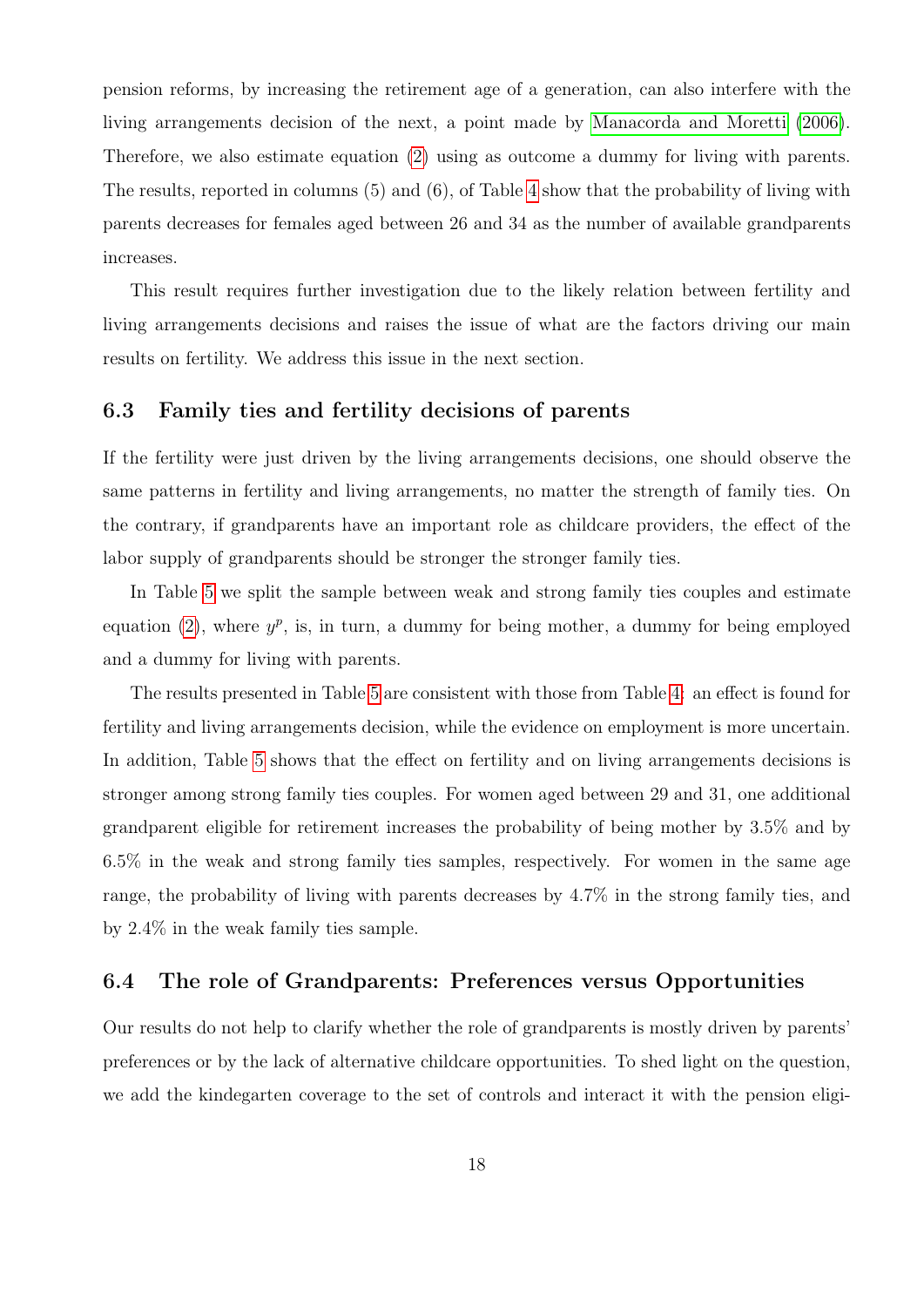pension reforms, by increasing the retirement age of a generation, can also interfere with the living arrangements decision of the next, a point made by Manacorda and Moretti (2006). Therefore, we also estimate equation (2) using as outcome a dummy for living with parents. The results, reported in columns (5) and (6), of Table 4 show that the probability of living with parents decreases for females aged between 26 and 34 as the number of available grandparents increases.

This result requires further investigation due to the likely relation between fertility and living arrangements decisions and raises the issue of what are the factors driving our main results on fertility. We address this issue in the next section.

## 6.3 Family ties and fertility decisions of parents

If the fertility were just driven by the living arrangements decisions, one should observe the same patterns in fertility and living arrangements, no matter the strength of family ties. On the contrary, if grandparents have an important role as childcare providers, the effect of the labor supply of grandparents should be stronger the stronger family ties.

In Table 5 we split the sample between weak and strong family ties couples and estimate equation (2), where $y^p$, is, in turn, a dummy for being mother, a dummy for being employed and a dummy for living with parents.

The results presented in Table 5 are consistent with those from Table 4: an effect is found for fertility and living arrangements decision, while the evidence on employment is more uncertain. In addition, Table 5 shows that the effect on fertility and on living arrangements decisions is stronger among strong family ties couples. For women aged between 29 and 31, one additional grandparent eligible for retirement increases the probability of being mother by 3.5% and by 6.5% in the weak and strong family ties samples, respectively. For women in the same age range, the probability of living with parents decreases by 4.7% in the strong family ties, and by 2.4% in the weak family ties sample.

## 6.4 The role of Grandparents: Preferences versus Opportunities

Our results do not help to clarify whether the role of grandparents is mostly driven by parents' preferences or by the lack of alternative childcare opportunities. To shed light on the question, we add the kindegarten coverage to the set of controls and interact it with the pension eligi-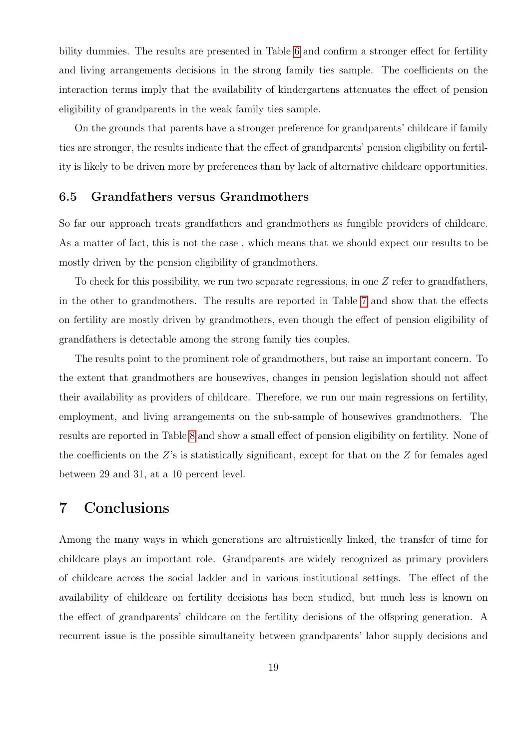bility dummies. The results are presented in Table 6 and confirm a stronger effect for fertility and living arrangements decisions in the strong family ties sample. The coefficients on the interaction terms imply that the availability of kindergartens attenuates the effect of pension eligibility of grandparents in the weak family ties sample.

On the grounds that parents have a stronger preference for grandparents' childcare if family ties are stronger, the results indicate that the effect of grandparents' pension eligibility on fertility is likely to be driven more by preferences than by lack of alternative childcare opportunities.

### 6.5 Grandfathers versus Grandmothers

So far our approach treats grandfathers and grandmothers as fungible providers of childcare. As a matter of fact, this is not the case , which means that we should expect our results to be mostly driven by the pension eligibility of grandmothers.

To check for this possibility, we run two separate regressions, in one $Z$ refer to grandfathers, in the other to grandmothers. The results are reported in Table 7 and show that the effects on fertility are mostly driven by grandmothers, even though the effect of pension eligibility of grandfathers is detectable among the strong family ties couples.

The results point to the prominent role of grandmothers, but raise an important concern. To the extent that grandmothers are housewives, changes in pension legislation should not affect their availability as providers of childcare. Therefore, we run our main regressions on fertility, employment, and living arrangements on the sub-sample of housewives grandmothers. The results are reported in Table 8 and show a small effect of pension eligibility on fertility. None of the coefficients on the $Z$'s is statistically significant, except for that on the $Z$ for females aged between 29 and 31, at a 10 percent level.

## 7 Conclusions

Among the many ways in which generations are altruistically linked, the transfer of time for childcare plays an important role. Grandparents are widely recognized as primary providers of childcare across the social ladder and in various institutional settings. The effect of the availability of childcare on fertility decisions has been studied, but much less is known on the effect of grandparents' childcare on the fertility decisions of the offspring generation. A recurrent issue is the possible simultaneity between grandparents' labor supply decisions and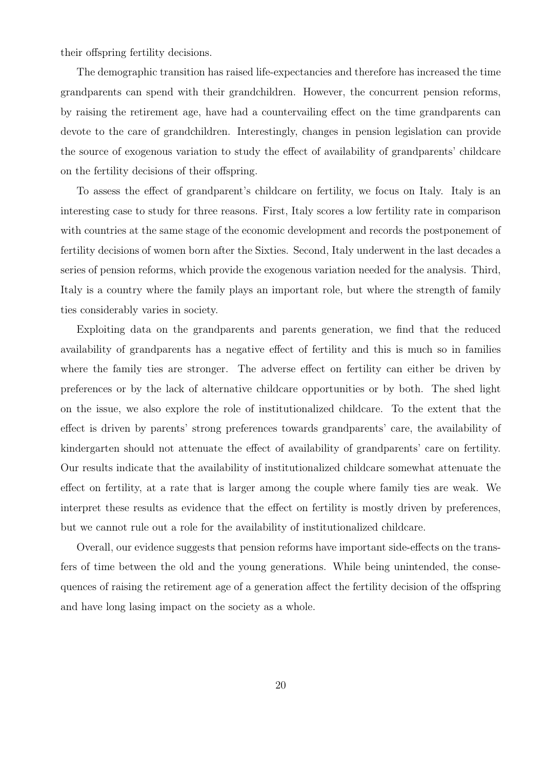their offspring fertility decisions.

The demographic transition has raised life-expectancies and therefore has increased the time grandparents can spend with their grandchildren. However, the concurrent pension reforms, by raising the retirement age, have had a countervailing effect on the time grandparents can devote to the care of grandchildren. Interestingly, changes in pension legislation can provide the source of exogenous variation to study the effect of availability of grandparents' childcare on the fertility decisions of their offspring.

To assess the effect of grandparent's childcare on fertility, we focus on Italy. Italy is an interesting case to study for three reasons. First, Italy scores a low fertility rate in comparison with countries at the same stage of the economic development and records the postponement of fertility decisions of women born after the Sixties. Second, Italy underwent in the last decades a series of pension reforms, which provide the exogenous variation needed for the analysis. Third, Italy is a country where the family plays an important role, but where the strength of family ties considerably varies in society.

Exploiting data on the grandparents and parents generation, we find that the reduced availability of grandparents has a negative effect of fertility and this is much so in families where the family ties are stronger. The adverse effect on fertility can either be driven by preferences or by the lack of alternative childcare opportunities or by both. The shed light on the issue, we also explore the role of institutionalized childcare. To the extent that the effect is driven by parents' strong preferences towards grandparents' care, the availability of kindergarten should not attenuate the effect of availability of grandparents' care on fertility. Our results indicate that the availability of institutionalized childcare somewhat attenuate the effect on fertility, at a rate that is larger among the couple where family ties are weak. We interpret these results as evidence that the effect on fertility is mostly driven by preferences, but we cannot rule out a role for the availability of institutionalized childcare.

Overall, our evidence suggests that pension reforms have important side-effects on the transfers of time between the old and the young generations. While being unintended, the consequences of raising the retirement age of a generation affect the fertility decision of the offspring and have long lasing impact on the society as a whole.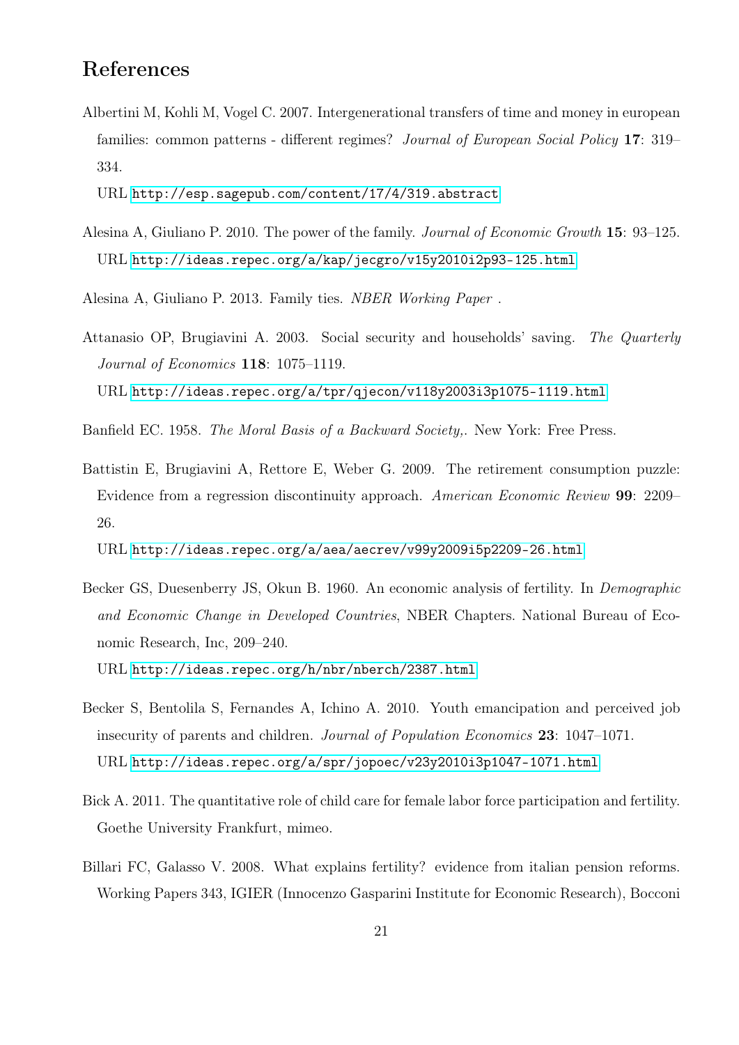# References

Albertini M, Kohli M, Vogel C. 2007. Intergenerational transfers of time and money in european families: common patterns - different regimes? *Journal of European Social Policy* **17**: 319–334.
URL http://esp.sagepub.com/content/17/4/319.abstract

Alesina A, Giuliano P. 2010. The power of the family. *Journal of Economic Growth* **15**: 93–125.
URL http://ideas.repec.org/a/kap/jecgro/v15y2010i2p93-125.html

Alesina A, Giuliano P. 2013. Family ties. *NBER Working Paper* .

Attanasio OP, Brugiavini A. 2003. Social security and households' saving. *The Quarterly Journal of Economics* **118**: 1075–1119.
URL http://ideas.repec.org/a/tpr/qjecon/v118y2003i3p1075-1119.html

Banfield EC. 1958. *The Moral Basis of a Backward Society,*. New York: Free Press.

Battistin E, Brugiavini A, Rettore E, Weber G. 2009. The retirement consumption puzzle: Evidence from a regression discontinuity approach. *American Economic Review* **99**: 2209–26.
URL http://ideas.repec.org/a/aea/aecrev/v99y2009i5p2209-26.html

Becker GS, Duesenberry JS, Okun B. 1960. An economic analysis of fertility. In *Demographic and Economic Change in Developed Countries*, NBER Chapters. National Bureau of Economic Research, Inc, 209–240.
URL http://ideas.repec.org/h/nbr/nberch/2387.html

Becker S, Bentolila S, Fernandes A, Ichino A. 2010. Youth emancipation and perceived job insecurity of parents and children. *Journal of Population Economics* **23**: 1047–1071.
URL http://ideas.repec.org/a/spr/jopoec/v23y2010i3p1047-1071.html

Bick A. 2011. The quantitative role of child care for female labor force participation and fertility. Goethe University Frankfurt, mimeo.

Billari FC, Galasso V. 2008. What explains fertility? evidence from italian pension reforms. Working Papers 343, IGIER (Innocenzo Gasparini Institute for Economic Research), Bocconi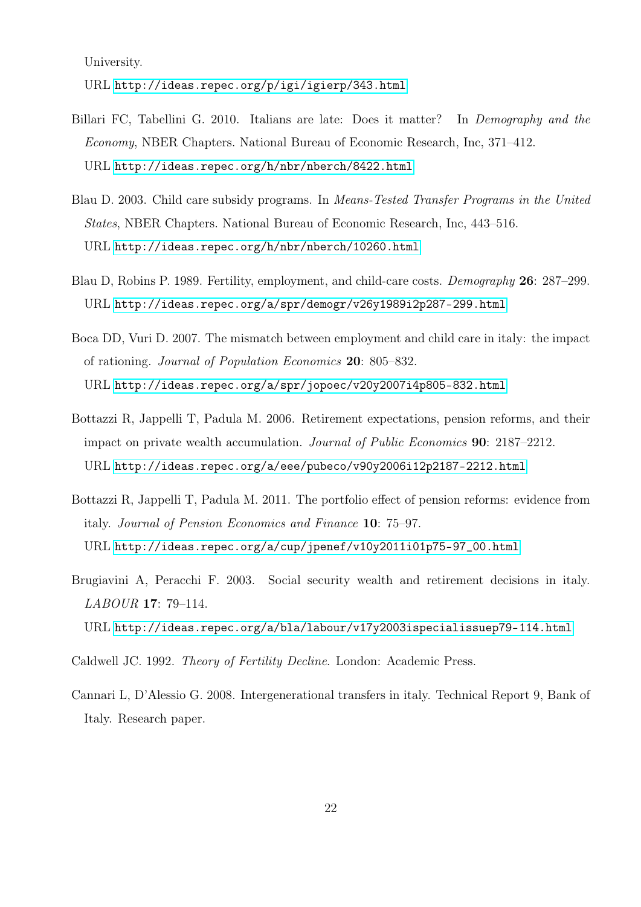University.
URL http://ideas.repec.org/p/igi/igierp/343.html

Billari FC, Tabellini G. 2010. Italians are late: Does it matter? In *Demography and the Economy*, NBER Chapters. National Bureau of Economic Research, Inc, 371–412.
URL http://ideas.repec.org/h/nbr/nberch/8422.html

Blau D. 2003. Child care subsidy programs. In *Means-Tested Transfer Programs in the United States*, NBER Chapters. National Bureau of Economic Research, Inc, 443–516.
URL http://ideas.repec.org/h/nbr/nberch/10260.html

Blau D, Robins P. 1989. Fertility, employment, and child-care costs. *Demography* **26**: 287–299.
URL http://ideas.repec.org/a/spr/demogr/v26y1989i2p287-299.html

Boca DD, Vuri D. 2007. The mismatch between employment and child care in italy: the impact of rationing. *Journal of Population Economics* **20**: 805–832.
URL http://ideas.repec.org/a/spr/jopoec/v20y2007i4p805-832.html

Bottazzi R, Jappelli T, Padula M. 2006. Retirement expectations, pension reforms, and their impact on private wealth accumulation. *Journal of Public Economics* **90**: 2187–2212.
URL http://ideas.repec.org/a/eee/pubeco/v90y2006i12p2187-2212.html

Bottazzi R, Jappelli T, Padula M. 2011. The portfolio effect of pension reforms: evidence from italy. *Journal of Pension Economics and Finance* **10**: 75–97.
URL http://ideas.repec.org/a/cup/jpenef/v10y2011i01p75-97_00.html

Brugiavini A, Peracchi F. 2003. Social security wealth and retirement decisions in italy. *LABOUR* **17**: 79–114.
URL http://ideas.repec.org/a/bla/labour/v17y2003ispecialissuep79-114.html

Caldwell JC. 1992. *Theory of Fertility Decline*. London: Academic Press.

Cannari L, D'Alessio G. 2008. Intergenerational transfers in italy. Technical Report 9, Bank of Italy. Research paper.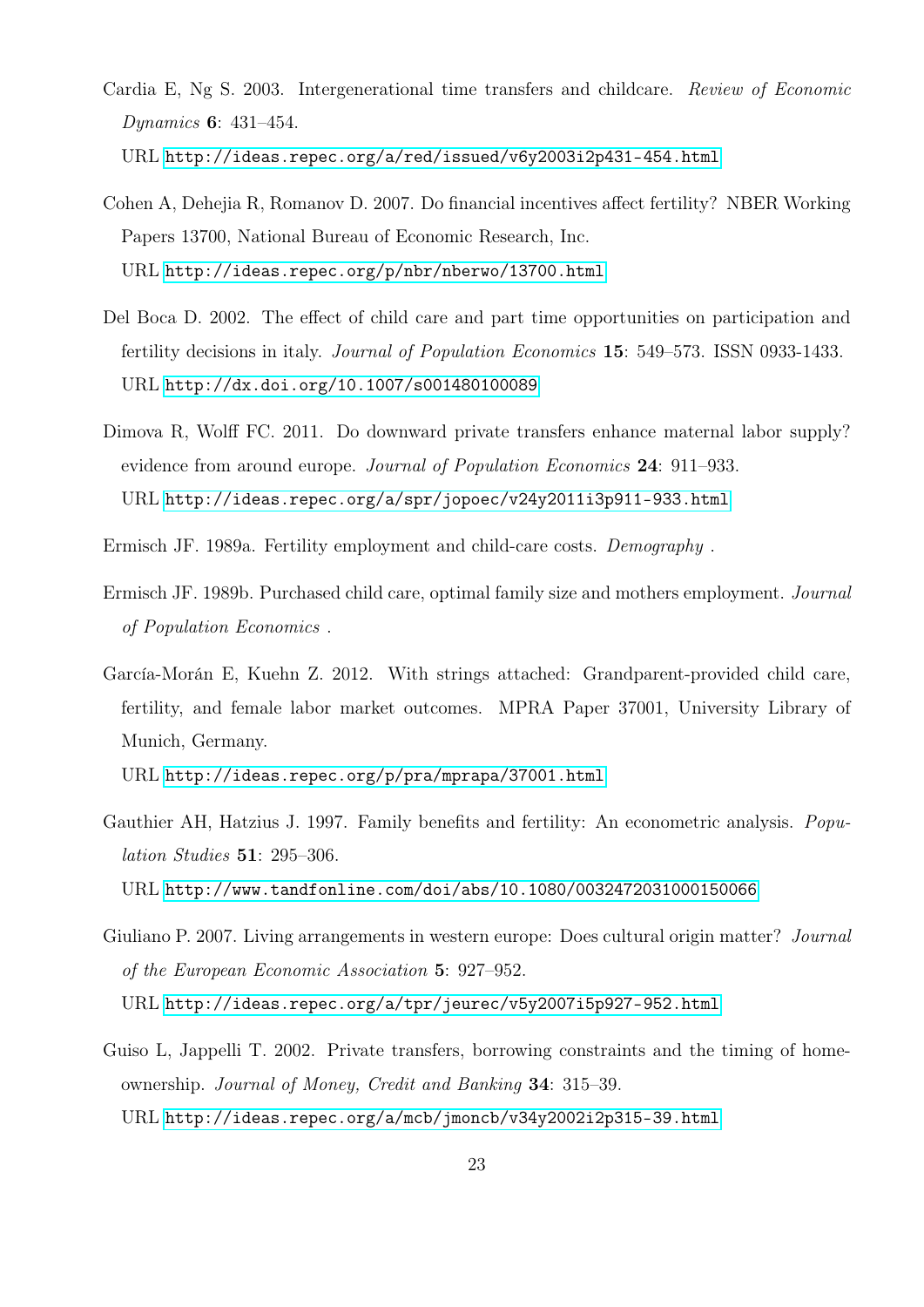Cardia E, Ng S. 2003. Intergenerational time transfers and childcare. *Review of Economic Dynamics* **6**: 431–454.
URL http://ideas.repec.org/a/red/issued/v6y2003i2p431-454.html

Cohen A, Dehejia R, Romanov D. 2007. Do financial incentives affect fertility? NBER Working Papers 13700, National Bureau of Economic Research, Inc.
URL http://ideas.repec.org/p/nbr/nberwo/13700.html

Del Boca D. 2002. The effect of child care and part time opportunities on participation and fertility decisions in italy. *Journal of Population Economics* **15**: 549–573. ISSN 0933-1433.
URL http://dx.doi.org/10.1007/s001480100089

Dimova R, Wolff FC. 2011. Do downward private transfers enhance maternal labor supply? evidence from around europe. *Journal of Population Economics* **24**: 911–933.
URL http://ideas.repec.org/a/spr/jopoec/v24y2011i3p911-933.html

Ermisch JF. 1989a. Fertility employment and child-care costs. *Demography* .

Ermisch JF. 1989b. Purchased child care, optimal family size and mothers employment. *Journal of Population Economics* .

García-Morán E, Kuehn Z. 2012. With strings attached: Grandparent-provided child care, fertility, and female labor market outcomes. MPRA Paper 37001, University Library of Munich, Germany.
URL http://ideas.repec.org/p/pra/mprapa/37001.html

Gauthier AH, Hatzius J. 1997. Family benefits and fertility: An econometric analysis. *Population Studies* **51**: 295–306.
URL http://www.tandfonline.com/doi/abs/10.1080/0032472031000150066

Giuliano P. 2007. Living arrangements in western europe: Does cultural origin matter? *Journal of the European Economic Association* **5**: 927–952.
URL http://ideas.repec.org/a/tpr/jeurec/v5y2007i5p927-952.html

Guiso L, Jappelli T. 2002. Private transfers, borrowing constraints and the timing of homeownership. *Journal of Money, Credit and Banking* **34**: 315–39.
URL http://ideas.repec.org/a/mcb/jmoncb/v34y2002i2p315-39.html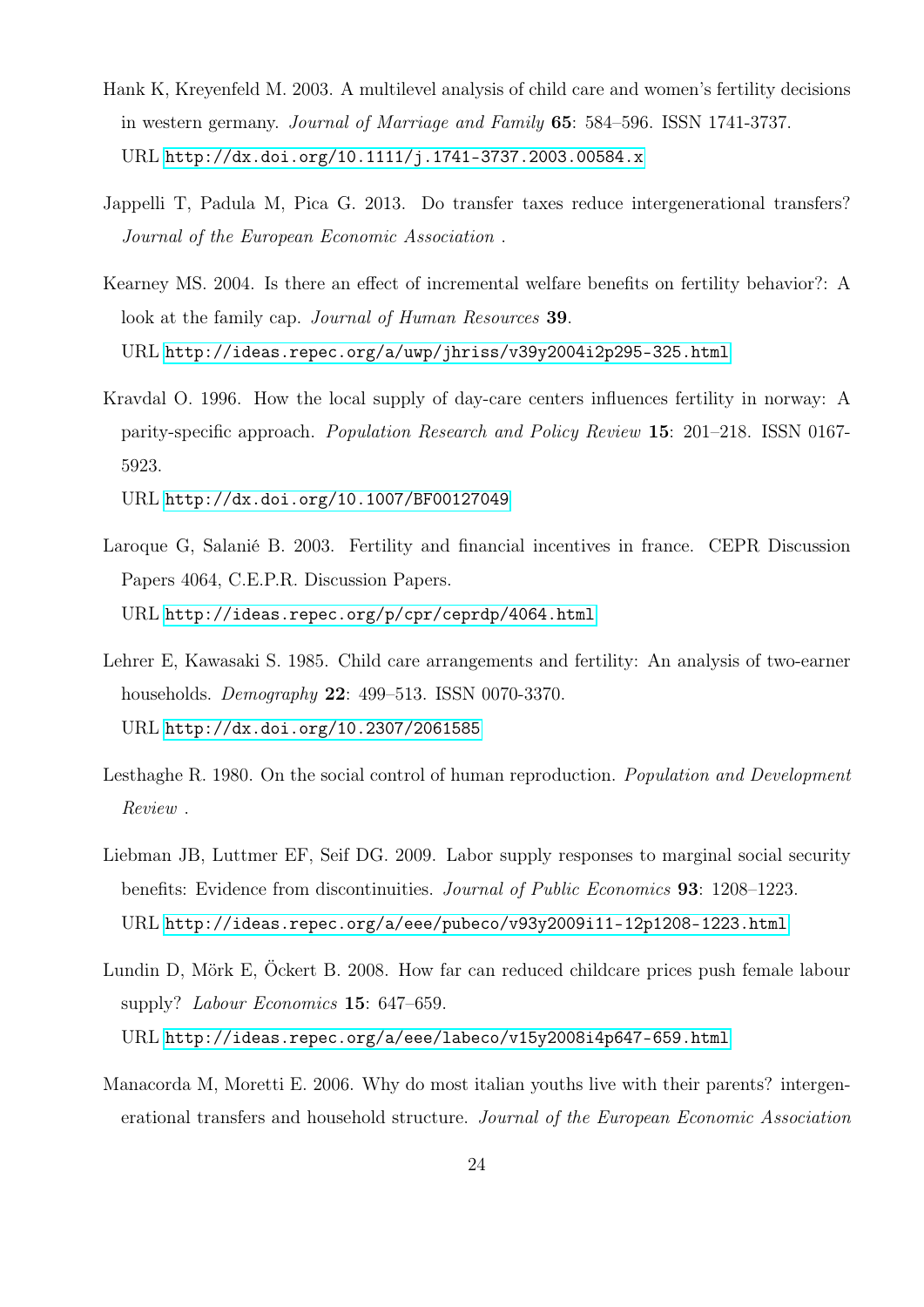Hank K, Kreyenfeld M. 2003. A multilevel analysis of child care and women's fertility decisions in western germany. *Journal of Marriage and Family* **65**: 584–596. ISSN 1741-3737.
URL http://dx.doi.org/10.1111/j.1741-3737.2003.00584.x

Jappelli T, Padula M, Pica G. 2013. Do transfer taxes reduce intergenerational transfers? *Journal of the European Economic Association* .

Kearney MS. 2004. Is there an effect of incremental welfare benefits on fertility behavior?: A look at the family cap. *Journal of Human Resources* **39**.
URL http://ideas.repec.org/a/uwp/jhriss/v39y2004i2p295-325.html

Kravdal O. 1996. How the local supply of day-care centers influences fertility in norway: A parity-specific approach. *Population Research and Policy Review* **15**: 201–218. ISSN 0167-5923.
URL http://dx.doi.org/10.1007/BF00127049

Laroque G, Salanié B. 2003. Fertility and financial incentives in france. CEPR Discussion Papers 4064, C.E.P.R. Discussion Papers.
URL http://ideas.repec.org/p/cpr/ceprdp/4064.html

Lehrer E, Kawasaki S. 1985. Child care arrangements and fertility: An analysis of two-earner households. *Demography* **22**: 499–513. ISSN 0070-3370.
URL http://dx.doi.org/10.2307/2061585

Lesthaghe R. 1980. On the social control of human reproduction. *Population and Development Review* .

Liebman JB, Luttmer EF, Seif DG. 2009. Labor supply responses to marginal social security benefits: Evidence from discontinuities. *Journal of Public Economics* **93**: 1208–1223.
URL http://ideas.repec.org/a/eee/pubeco/v93y2009i11-12p1208-1223.html

Lundin D, Mörk E, Öckert B. 2008. How far can reduced childcare prices push female labour supply? *Labour Economics* **15**: 647–659.
URL http://ideas.repec.org/a/eee/labeco/v15y2008i4p647-659.html

Manacorda M, Moretti E. 2006. Why do most italian youths live with their parents? intergenerational transfers and household structure. *Journal of the European Economic Association*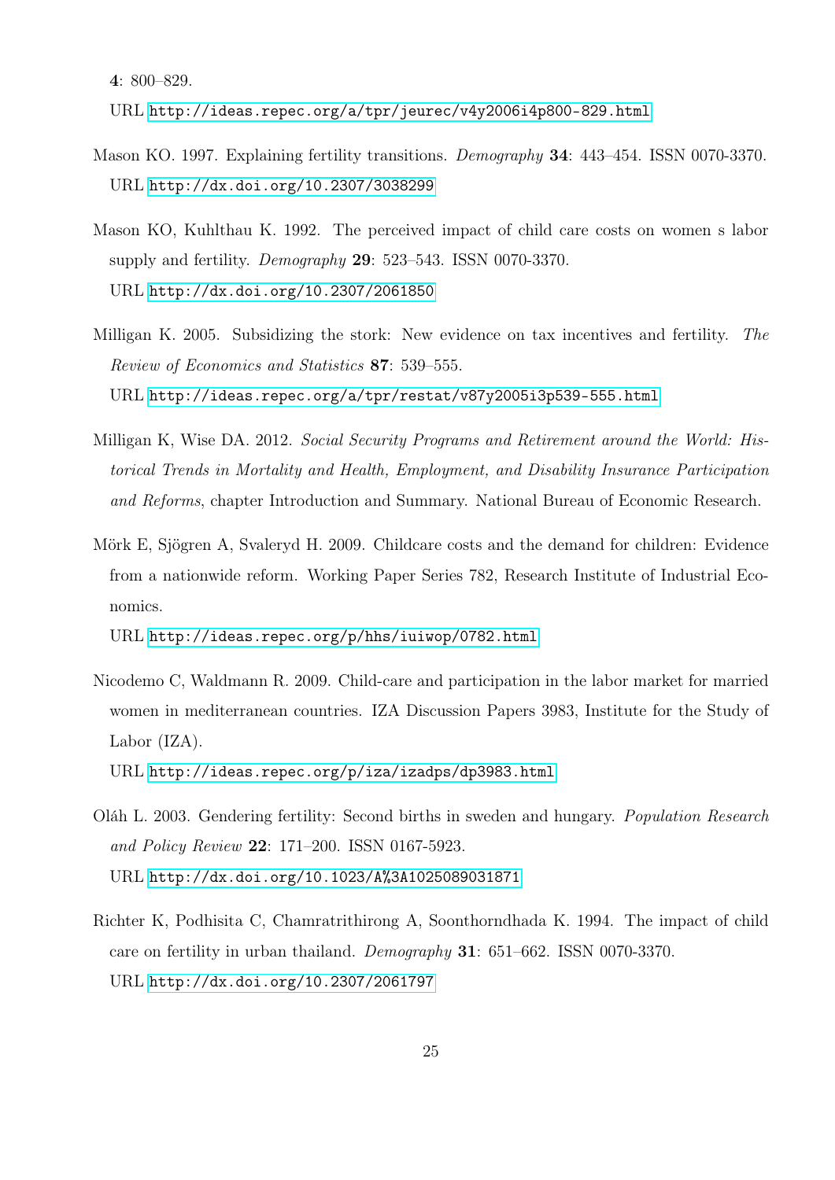**4**: 800–829.
URL http://ideas.repec.org/a/tpr/jeurec/v4y2006i4p800-829.html

Mason KO. 1997. Explaining fertility transitions. *Demography* **34**: 443–454. ISSN 0070-3370.
URL http://dx.doi.org/10.2307/3038299

Mason KO, Kuhlthau K. 1992. The perceived impact of child care costs on women s labor supply and fertility. *Demography* **29**: 523–543. ISSN 0070-3370.
URL http://dx.doi.org/10.2307/2061850

Milligan K. 2005. Subsidizing the stork: New evidence on tax incentives and fertility. *The Review of Economics and Statistics* **87**: 539–555.
URL http://ideas.repec.org/a/tpr/restat/v87y2005i3p539-555.html

Milligan K, Wise DA. 2012. *Social Security Programs and Retirement around the World: Historical Trends in Mortality and Health, Employment, and Disability Insurance Participation and Reforms*, chapter Introduction and Summary. National Bureau of Economic Research.

Mörk E, Sjögren A, Svaleryd H. 2009. Childcare costs and the demand for children: Evidence from a nationwide reform. Working Paper Series 782, Research Institute of Industrial Economics.
URL http://ideas.repec.org/p/hhs/iuiwop/0782.html

Nicodemo C, Waldmann R. 2009. Child-care and participation in the labor market for married women in mediterranean countries. IZA Discussion Papers 3983, Institute for the Study of Labor (IZA).
URL http://ideas.repec.org/p/iza/izadps/dp3983.html

Oláh L. 2003. Gendering fertility: Second births in sweden and hungary. *Population Research and Policy Review* **22**: 171–200. ISSN 0167-5923.
URL http://dx.doi.org/10.1023/A%3A1025089031871

Richter K, Podhisita C, Chamratrithirong A, Soonthorndhada K. 1994. The impact of child care on fertility in urban thailand. *Demography* **31**: 651–662. ISSN 0070-3370.
URL http://dx.doi.org/10.2307/2061797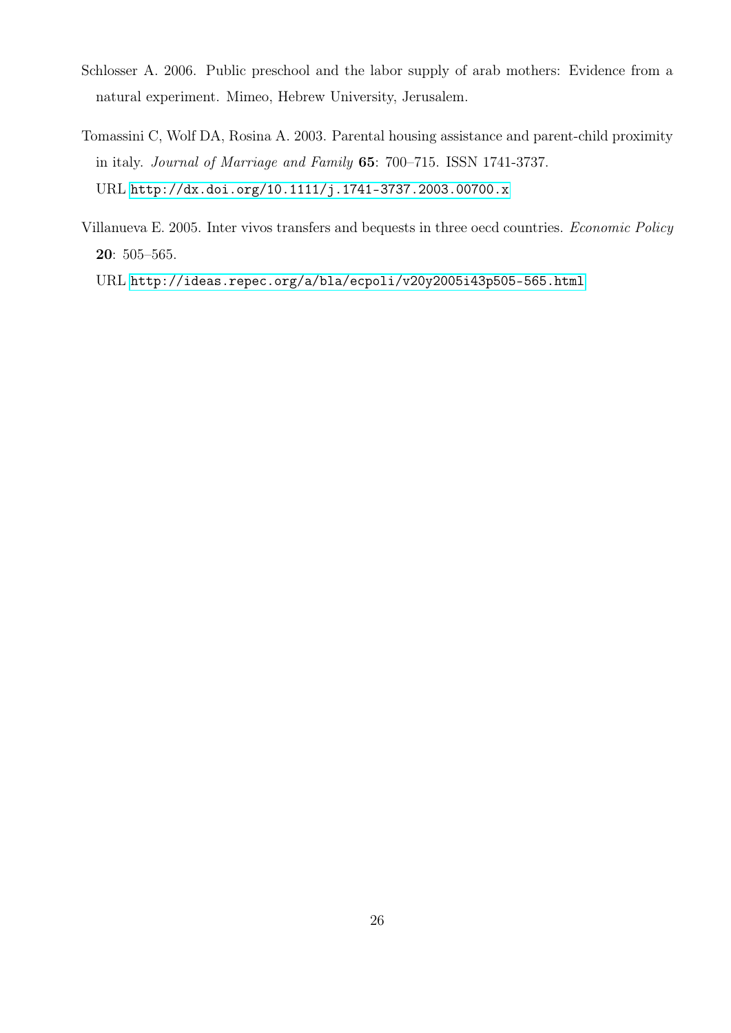Schlosser A. 2006. Public preschool and the labor supply of arab mothers: Evidence from a natural experiment. Mimeo, Hebrew University, Jerusalem.

Tomassini C, Wolf DA, Rosina A. 2003. Parental housing assistance and parent-child proximity in italy. *Journal of Marriage and Family* **65**: 700–715. ISSN 1741-3737.
URL http://dx.doi.org/10.1111/j.1741-3737.2003.00700.x

Villanueva E. 2005. Inter vivos transfers and bequests in three oecd countries. *Economic Policy* **20**: 505–565.
URL http://ideas.repec.org/a/bla/ecpoli/v20y2005i43p505-565.html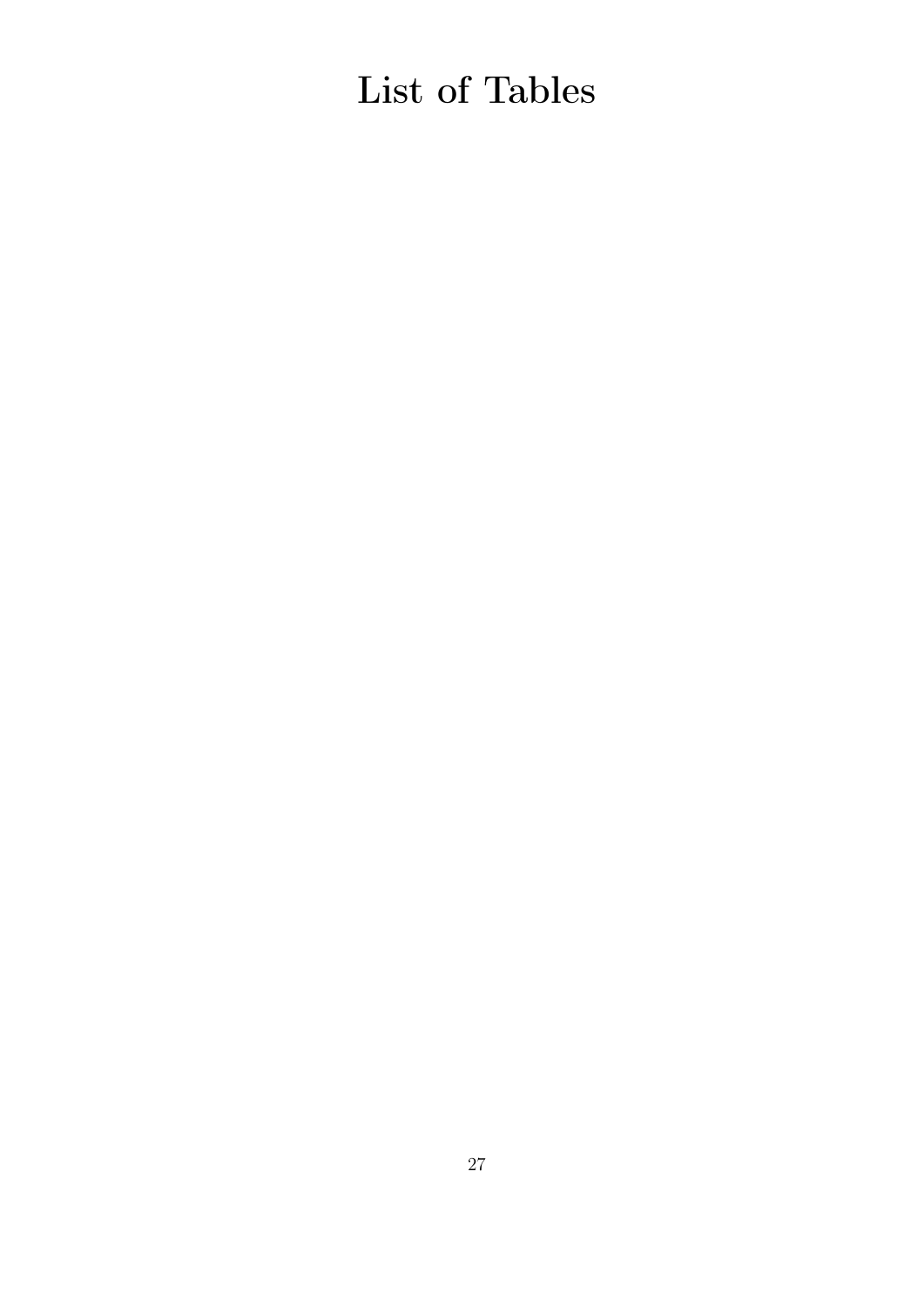# List of Tables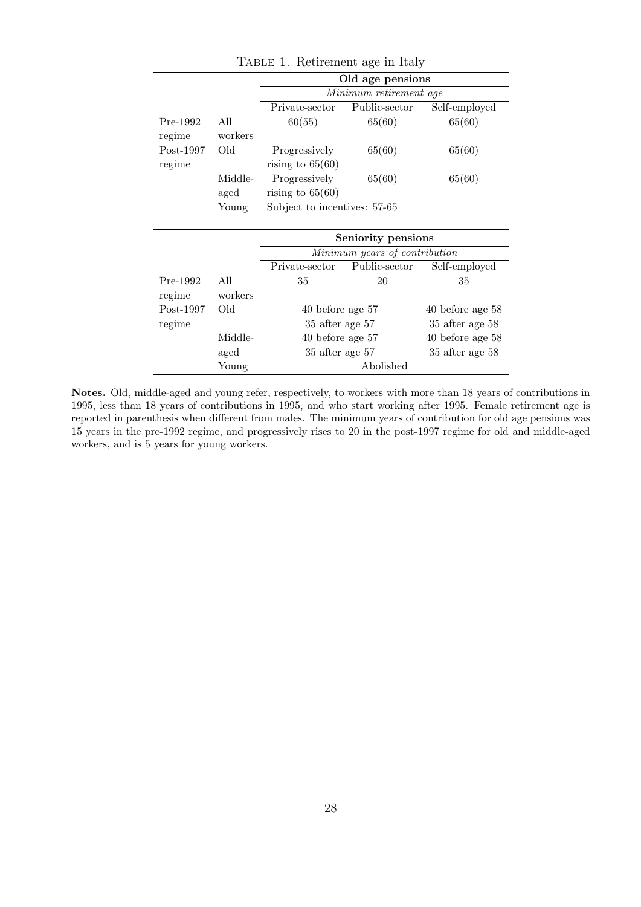TABLE 1. Retirement age in Italy

| | | Old age pensions | | |
|---|---|---|---|---|
| | | *Minimum retirement age* | | |
| | | Private-sector | Public-sector | Self-employed |
| Pre-1992 regime | All workers | 60(55) | 65(60) | 65(60) |
| Post-1997 regime | Old | Progressively rising to 65(60) | 65(60) | 65(60) |
| | Middle-aged | Progressively rising to 65(60) | 65(60) | 65(60) |
| | Young | Subject to incentives: 57-65 | | |

| | | Seniority pensions | | |
|---|---|---|---|---|
| | | *Minimum years of contribution* | | |
| | | Private-sector | Public-sector | Self-employed |
| Pre-1992 regime | All workers | 35 | 20 | 35 |
| Post-1997 regime | Old | 40 before age 57<br>35 after age 57 | | 40 before age 58<br>35 after age 58 |
| | Middle-aged | 40 before age 57<br>35 after age 57 | | 40 before age 58<br>35 after age 58 |
| | Young | Abolished | | |

**Notes.** Old, middle-aged and young refer, respectively, to workers with more than 18 years of contributions in 1995, less than 18 years of contributions in 1995, and who start working after 1995. Female retirement age is reported in parenthesis when different from males. The minimum years of contribution for old age pensions was 15 years in the pre-1992 regime, and progressively rises to 20 in the post-1997 regime for old and middle-aged workers, and is 5 years for young workers.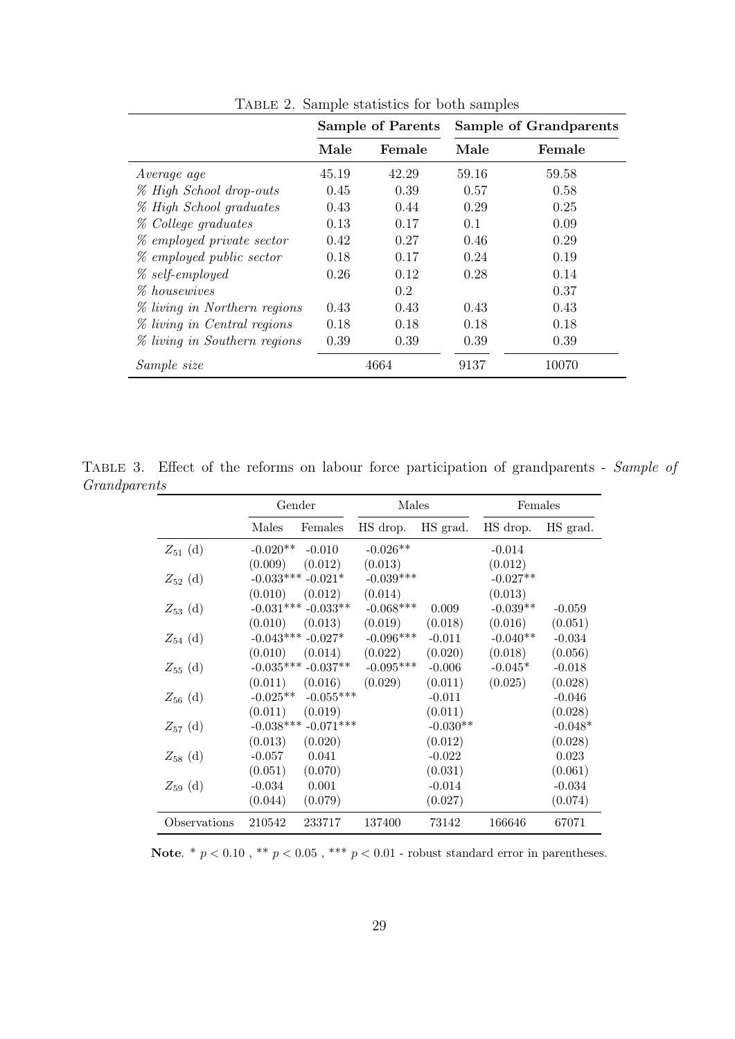Table 2. Sample statistics for both samples

| | Sample of Parents | | Sample of Grandparents | |
|---|---|---|---|---|
| | **Male** | **Female** | **Male** | **Female** |
| *Average age* | 45.19 | 42.29 | 59.16 | 59.58 |
| *% High School drop-outs* | 0.45 | 0.39 | 0.57 | 0.58 |
| *% High School graduates* | 0.43 | 0.44 | 0.29 | 0.25 |
| *% College graduates* | 0.13 | 0.17 | 0.1 | 0.09 |
| *% employed private sector* | 0.42 | 0.27 | 0.46 | 0.29 |
| *% employed public sector* | 0.18 | 0.17 | 0.24 | 0.19 |
| *% self-employed* | 0.26 | 0.12 | 0.28 | 0.14 |
| *% housewives* | | 0.2 | | 0.37 |
| *% living in Northern regions* | 0.43 | 0.43 | 0.43 | 0.43 |
| *% living in Central regions* | 0.18 | 0.18 | 0.18 | 0.18 |
| *% living in Southern regions* | 0.39 | 0.39 | 0.39 | 0.39 |
| *Sample size* | 4664 | | 9137 | 10070 |

Table 3. Effect of the reforms on labour force participation of grandparents - *Sample of Grandparents*

| | Gender | | Males | | Females | |
|---|---|---|---|---|---|---|
| | Males | Females | HS drop. | HS grad. | HS drop. | HS grad. |
| $Z_{51}$ (d) | -0.020** | -0.010 | -0.026** | | -0.014 | |
| | (0.009) | (0.012) | (0.013) | | (0.012) | |
| $Z_{52}$ (d) | -0.033*** | -0.021* | -0.039*** | | -0.027** | |
| | (0.010) | (0.012) | (0.014) | | (0.013) | |
| $Z_{53}$ (d) | -0.031*** | -0.033** | -0.068*** | 0.009 | -0.039** | -0.059 |
| | (0.010) | (0.013) | (0.019) | (0.018) | (0.016) | (0.051) |
| $Z_{54}$ (d) | -0.043*** | -0.027* | -0.096*** | -0.011 | -0.040** | -0.034 |
| | (0.010) | (0.014) | (0.022) | (0.020) | (0.018) | (0.056) |
| $Z_{55}$ (d) | -0.035*** | -0.037** | -0.095*** | -0.006 | -0.045* | -0.018 |
| | (0.011) | (0.016) | (0.029) | (0.011) | (0.025) | (0.028) |
| $Z_{56}$ (d) | -0.025** | -0.055*** | | -0.011 | | -0.046 |
| | (0.011) | (0.019) | | (0.011) | | (0.028) |
| $Z_{57}$ (d) | -0.038*** | -0.071*** | | -0.030** | | -0.048* |
| | (0.013) | (0.020) | | (0.012) | | (0.028) |
| $Z_{58}$ (d) | -0.057 | 0.041 | | -0.022 | | 0.023 |
| | (0.051) | (0.070) | | (0.031) | | (0.061) |
| $Z_{59}$ (d) | -0.034 | 0.001 | | -0.014 | | -0.034 |
| | (0.044) | (0.079) | | (0.027) | | (0.074) |
| Observations | 210542 | 233717 | 137400 | 73142 | 166646 | 67071 |

**Note**. * $p < 0.10$ , ** $p < 0.05$ , *** $p < 0.01$ - robust standard error in parentheses.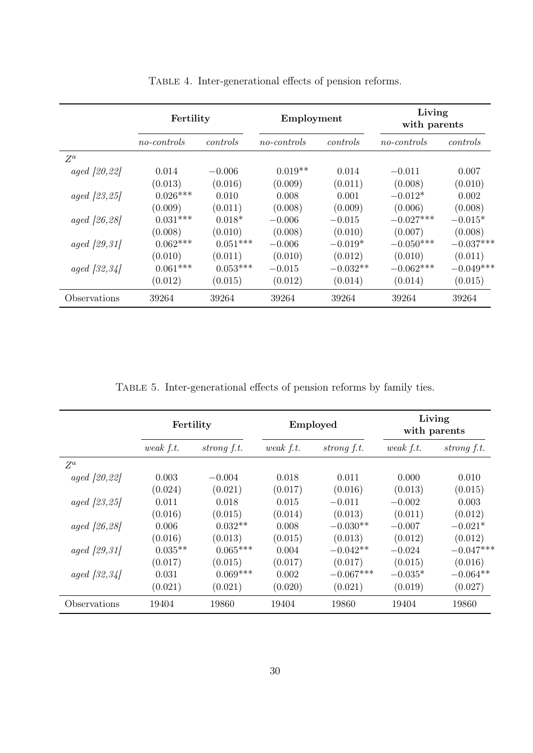Table 4. Inter-generational effects of pension reforms.

| | **Fertility** | | **Employment** | | **Living with parents** | |
|---|---|---|---|---|---|---|
| | *no-controls* | *controls* | *no-controls* | *controls* | *no-controls* | *controls* |
| $Z^a$ | | | | | | |
| *aged [20,22]* | 0.014 | $-0.006$ | 0.019** | 0.014 | $-0.011$ | 0.007 |
| | (0.013) | (0.016) | (0.009) | (0.011) | (0.008) | (0.010) |
| *aged [23,25]* | 0.026*** | 0.010 | 0.008 | 0.001 | $-0.012$* | 0.002 |
| | (0.009) | (0.011) | (0.008) | (0.009) | (0.006) | (0.008) |
| *aged [26,28]* | 0.031*** | 0.018* | $-0.006$ | $-0.015$ | $-0.027$*** | $-0.015$* |
| | (0.008) | (0.010) | (0.008) | (0.010) | (0.007) | (0.008) |
| *aged [29,31]* | 0.062*** | 0.051*** | $-0.006$ | $-0.019$* | $-0.050$*** | $-0.037$*** |
| | (0.010) | (0.011) | (0.010) | (0.012) | (0.010) | (0.011) |
| *aged [32,34]* | 0.061*** | 0.053*** | $-0.015$ | $-0.032$** | $-0.062$*** | $-0.049$*** |
| | (0.012) | (0.015) | (0.012) | (0.014) | (0.014) | (0.015) |
| Observations | 39264 | 39264 | 39264 | 39264 | 39264 | 39264 |

Table 5. Inter-generational effects of pension reforms by family ties.

| | **Fertility** | | **Employed** | | **Living with parents** | |
|---|---|---|---|---|---|---|
| | *weak f.t.* | *strong f.t.* | *weak f.t.* | *strong f.t.* | *weak f.t.* | *strong f.t.* |
| $Z^a$ | | | | | | |
| *aged [20,22]* | 0.003 | $-0.004$ | 0.018 | 0.011 | 0.000 | 0.010 |
| | (0.024) | (0.021) | (0.017) | (0.016) | (0.013) | (0.015) |
| *aged [23,25]* | 0.011 | 0.018 | 0.015 | $-0.011$ | $-0.002$ | 0.003 |
| | (0.016) | (0.015) | (0.014) | (0.013) | (0.011) | (0.012) |
| *aged [26,28]* | 0.006 | 0.032** | 0.008 | $-0.030$** | $-0.007$ | $-0.021$* |
| | (0.016) | (0.013) | (0.015) | (0.013) | (0.012) | (0.012) |
| *aged [29,31]* | 0.035** | 0.065*** | 0.004 | $-0.042$** | $-0.024$ | $-0.047$*** |
| | (0.017) | (0.015) | (0.017) | (0.017) | (0.015) | (0.016) |
| *aged [32,34]* | 0.031 | 0.069*** | 0.002 | $-0.067$*** | $-0.035$* | $-0.064$** |
| | (0.021) | (0.021) | (0.020) | (0.021) | (0.019) | (0.027) |
| Observations | 19404 | 19860 | 19404 | 19860 | 19404 | 19860 |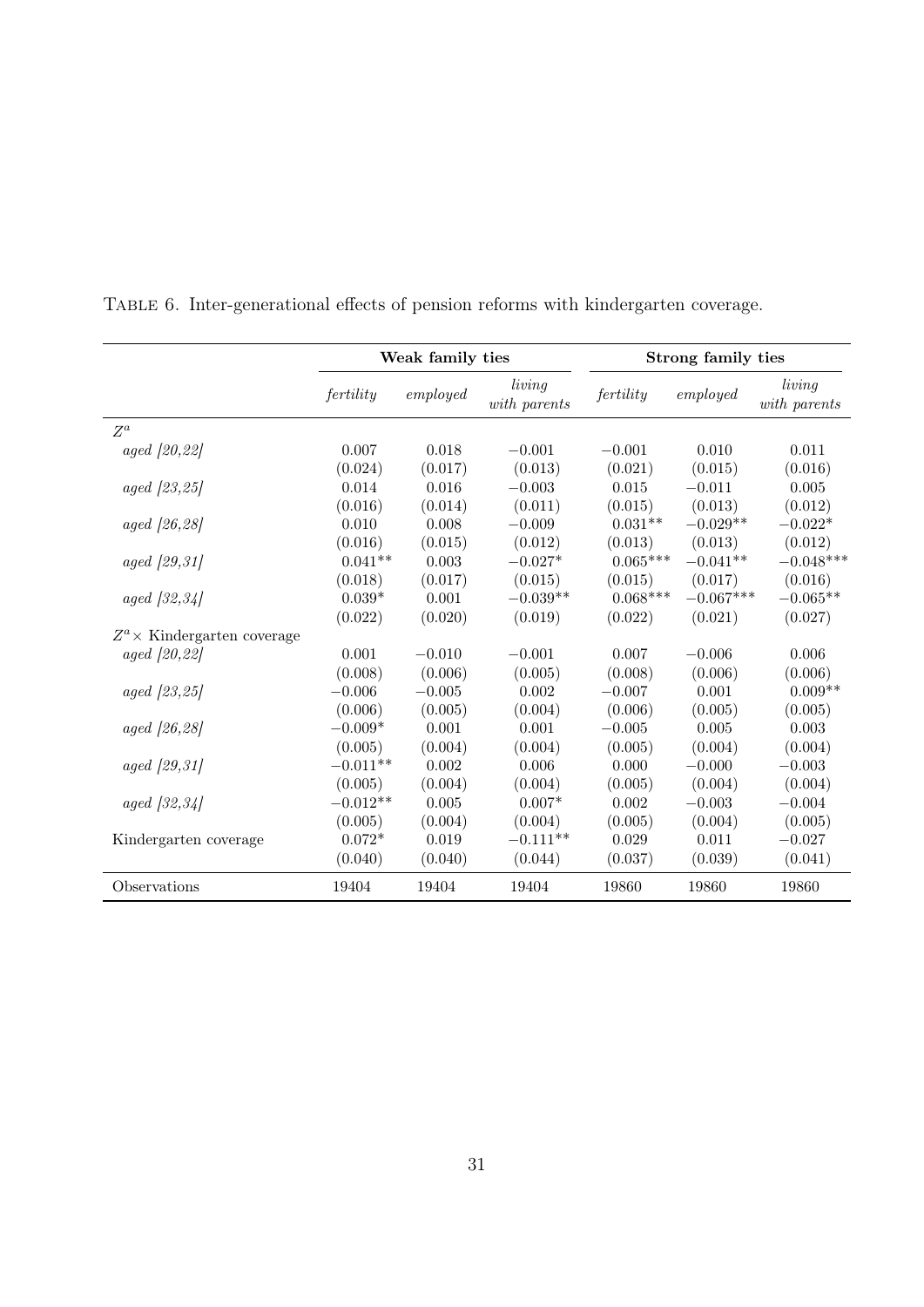TABLE 6. Inter-generational effects of pension reforms with kindergarten coverage.

| | Weak family ties | | | Strong family ties | | |
|---|---|---|---|---|---|---|
| | *fertility* | *employed* | *living with parents* | *fertility* | *employed* | *living with parents* |
| $Z^a$ | | | | | | |
| *aged [20,22]* | 0.007 | 0.018 | −0.001 | −0.001 | 0.010 | 0.011 |
| | (0.024) | (0.017) | (0.013) | (0.021) | (0.015) | (0.016) |
| *aged [23,25]* | 0.014 | 0.016 | −0.003 | 0.015 | −0.011 | 0.005 |
| | (0.016) | (0.014) | (0.011) | (0.015) | (0.013) | (0.012) |
| *aged [26,28]* | 0.010 | 0.008 | −0.009 | 0.031** | −0.029** | −0.022* |
| | (0.016) | (0.015) | (0.012) | (0.013) | (0.013) | (0.012) |
| *aged [29,31]* | 0.041** | 0.003 | −0.027* | 0.065*** | −0.041** | −0.048*** |
| | (0.018) | (0.017) | (0.015) | (0.015) | (0.017) | (0.016) |
| *aged [32,34]* | 0.039* | 0.001 | −0.039** | 0.068*** | −0.067*** | −0.065** |
| | (0.022) | (0.020) | (0.019) | (0.022) | (0.021) | (0.027) |
| $Z^a \times$ Kindergarten coverage | | | | | | |
| *aged [20,22]* | 0.001 | −0.010 | −0.001 | 0.007 | −0.006 | 0.006 |
| | (0.008) | (0.006) | (0.005) | (0.008) | (0.006) | (0.006) |
| *aged [23,25]* | −0.006 | −0.005 | 0.002 | −0.007 | 0.001 | 0.009** |
| | (0.006) | (0.005) | (0.004) | (0.006) | (0.005) | (0.005) |
| *aged [26,28]* | −0.009* | 0.001 | 0.001 | −0.005 | 0.005 | 0.003 |
| | (0.005) | (0.004) | (0.004) | (0.005) | (0.004) | (0.004) |
| *aged [29,31]* | −0.011** | 0.002 | 0.006 | 0.000 | −0.000 | −0.003 |
| | (0.005) | (0.004) | (0.004) | (0.005) | (0.004) | (0.004) |
| *aged [32,34]* | −0.012** | 0.005 | 0.007* | 0.002 | −0.003 | −0.004 |
| | (0.005) | (0.004) | (0.004) | (0.005) | (0.004) | (0.005) |
| Kindergarten coverage | 0.072* | 0.019 | −0.111** | 0.029 | 0.011 | −0.027 |
| | (0.040) | (0.040) | (0.044) | (0.037) | (0.039) | (0.041) |
| Observations | 19404 | 19404 | 19404 | 19860 | 19860 | 19860 |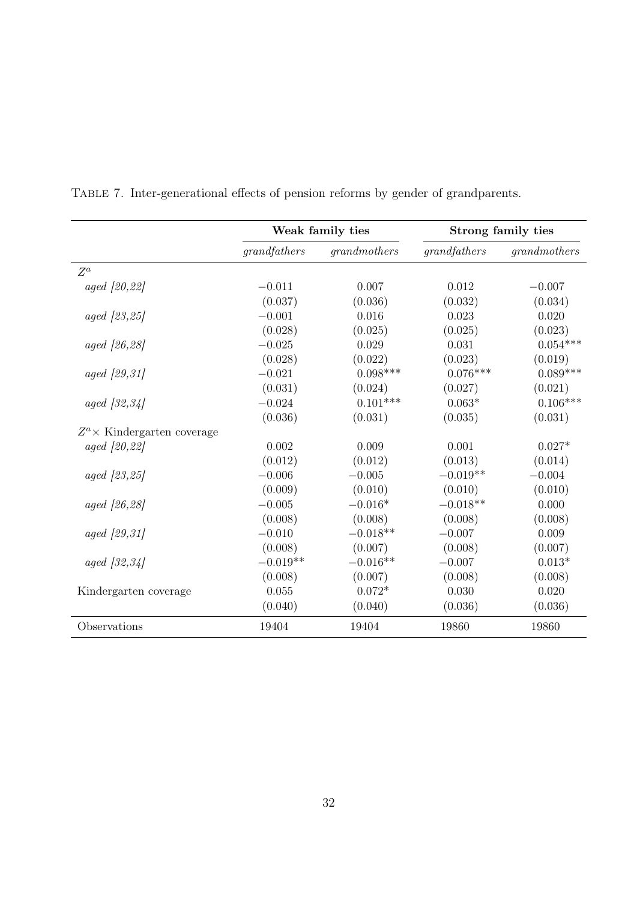Table 7. Inter-generational effects of pension reforms by gender of grandparents.

| | **Weak family ties** | | **Strong family ties** | |
|---|---|---|---|---|
| | *grandfathers* | *grandmothers* | *grandfathers* | *grandmothers* |
| $Z^a$ | | | | |
| *aged [20,22]* | −0.011 | 0.007 | 0.012 | −0.007 |
| | (0.037) | (0.036) | (0.032) | (0.034) |
| *aged [23,25]* | −0.001 | 0.016 | 0.023 | 0.020 |
| | (0.028) | (0.025) | (0.025) | (0.023) |
| *aged [26,28]* | −0.025 | 0.029 | 0.031 | 0.054*** |
| | (0.028) | (0.022) | (0.023) | (0.019) |
| *aged [29,31]* | −0.021 | 0.098*** | 0.076*** | 0.089*** |
| | (0.031) | (0.024) | (0.027) | (0.021) |
| *aged [32,34]* | −0.024 | 0.101*** | 0.063* | 0.106*** |
| | (0.036) | (0.031) | (0.035) | (0.031) |
| $Z^a \times$ Kindergarten coverage | | | | |
| *aged [20,22]* | 0.002 | 0.009 | 0.001 | 0.027* |
| | (0.012) | (0.012) | (0.013) | (0.014) |
| *aged [23,25]* | −0.006 | −0.005 | −0.019** | −0.004 |
| | (0.009) | (0.010) | (0.010) | (0.010) |
| *aged [26,28]* | −0.005 | −0.016* | −0.018** | 0.000 |
| | (0.008) | (0.008) | (0.008) | (0.008) |
| *aged [29,31]* | −0.010 | −0.018** | −0.007 | 0.009 |
| | (0.008) | (0.007) | (0.008) | (0.007) |
| *aged [32,34]* | −0.019** | −0.016** | −0.007 | 0.013* |
| | (0.008) | (0.007) | (0.008) | (0.008) |
| Kindergarten coverage | 0.055 | 0.072* | 0.030 | 0.020 |
| | (0.040) | (0.040) | (0.036) | (0.036) |
| Observations | 19404 | 19404 | 19860 | 19860 |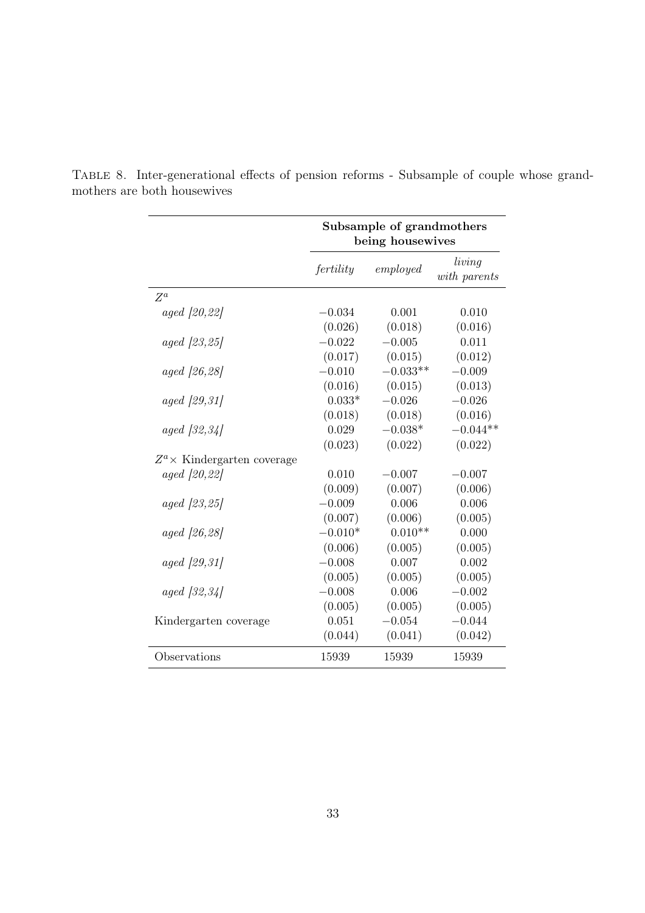TABLE 8. Inter-generational effects of pension reforms - Subsample of couple whose grandmothers are both housewives

| | **Subsample of grandmothers being housewives** | | |
|---|---|---|---|
| | *fertility* | *employed* | *living with parents* |
| $Z^a$ | | | |
| *aged [20,22]* | −0.034 | 0.001 | 0.010 |
| | (0.026) | (0.018) | (0.016) |
| *aged [23,25]* | −0.022 | −0.005 | 0.011 |
| | (0.017) | (0.015) | (0.012) |
| *aged [26,28]* | −0.010 | −0.033** | −0.009 |
| | (0.016) | (0.015) | (0.013) |
| *aged [29,31]* | 0.033* | −0.026 | −0.026 |
| | (0.018) | (0.018) | (0.016) |
| *aged [32,34]* | 0.029 | −0.038* | −0.044** |
| | (0.023) | (0.022) | (0.022) |
| $Z^a \times$ Kindergarten coverage | | | |
| *aged [20,22]* | 0.010 | −0.007 | −0.007 |
| | (0.009) | (0.007) | (0.006) |
| *aged [23,25]* | −0.009 | 0.006 | 0.006 |
| | (0.007) | (0.006) | (0.005) |
| *aged [26,28]* | −0.010* | 0.010** | 0.000 |
| | (0.006) | (0.005) | (0.005) |
| *aged [29,31]* | −0.008 | 0.007 | 0.002 |
| | (0.005) | (0.005) | (0.005) |
| *aged [32,34]* | −0.008 | 0.006 | −0.002 |
| | (0.005) | (0.005) | (0.005) |
| Kindergarten coverage | 0.051 | −0.054 | −0.044 |
| | (0.044) | (0.041) | (0.042) |
| Observations | 15939 | 15939 | 15939 |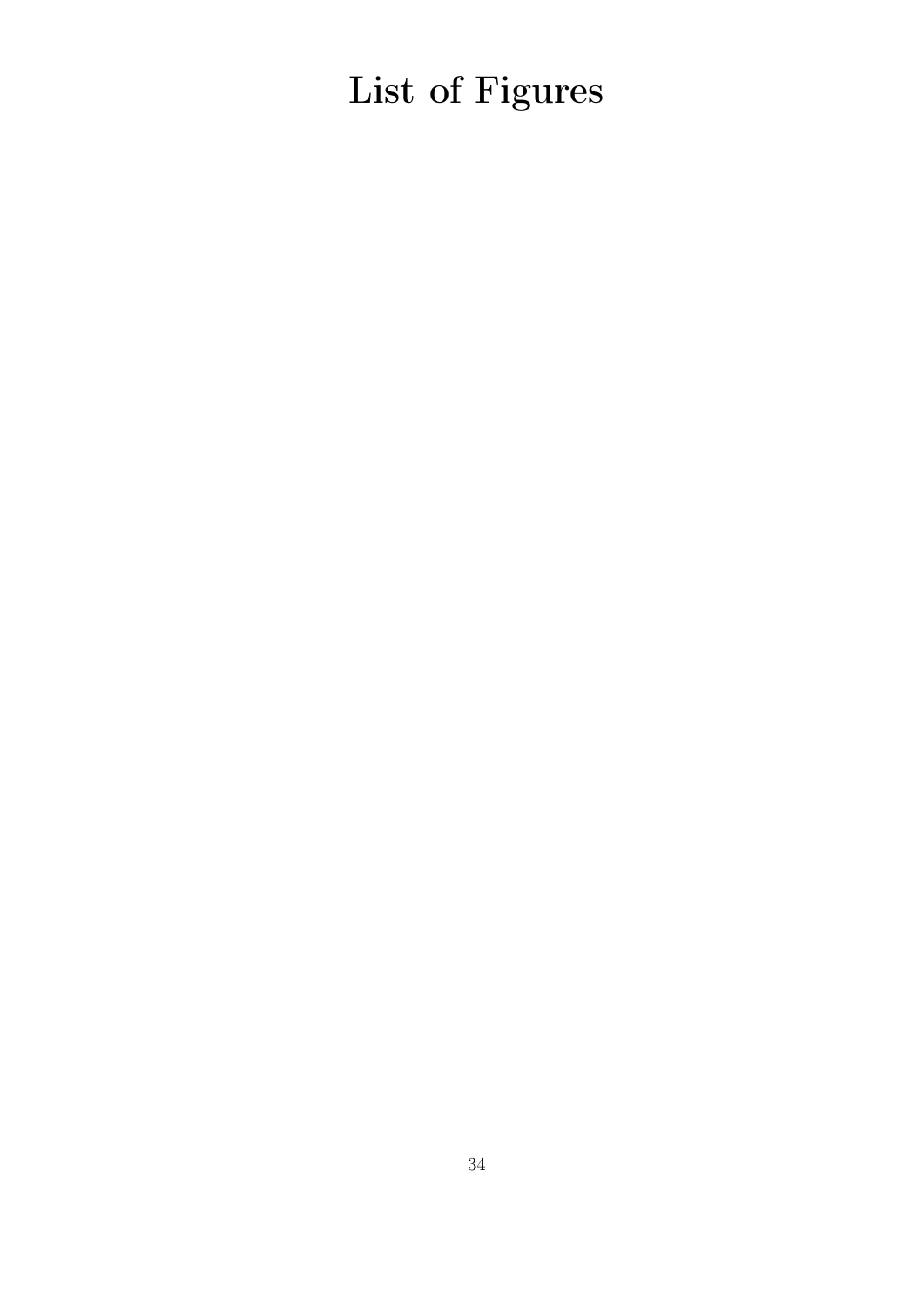# List of Figures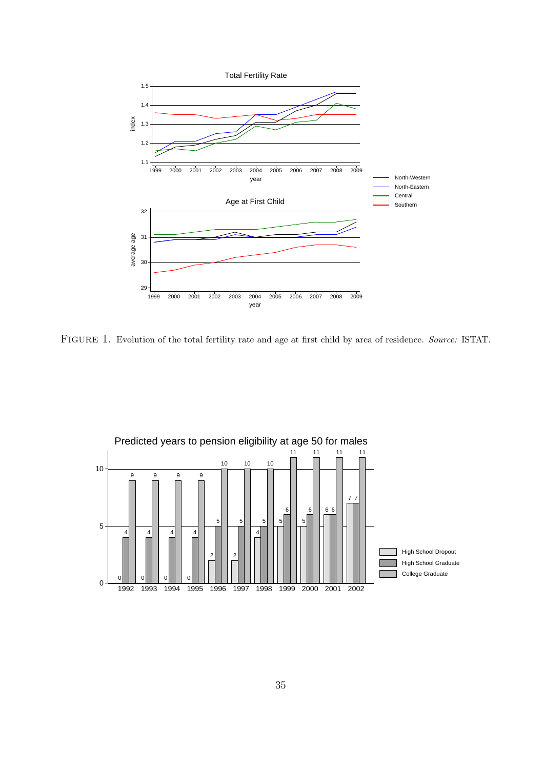FIGURE 1. Evolution of the total fertility rate and age at first child by area of residence. *Source:* ISTAT.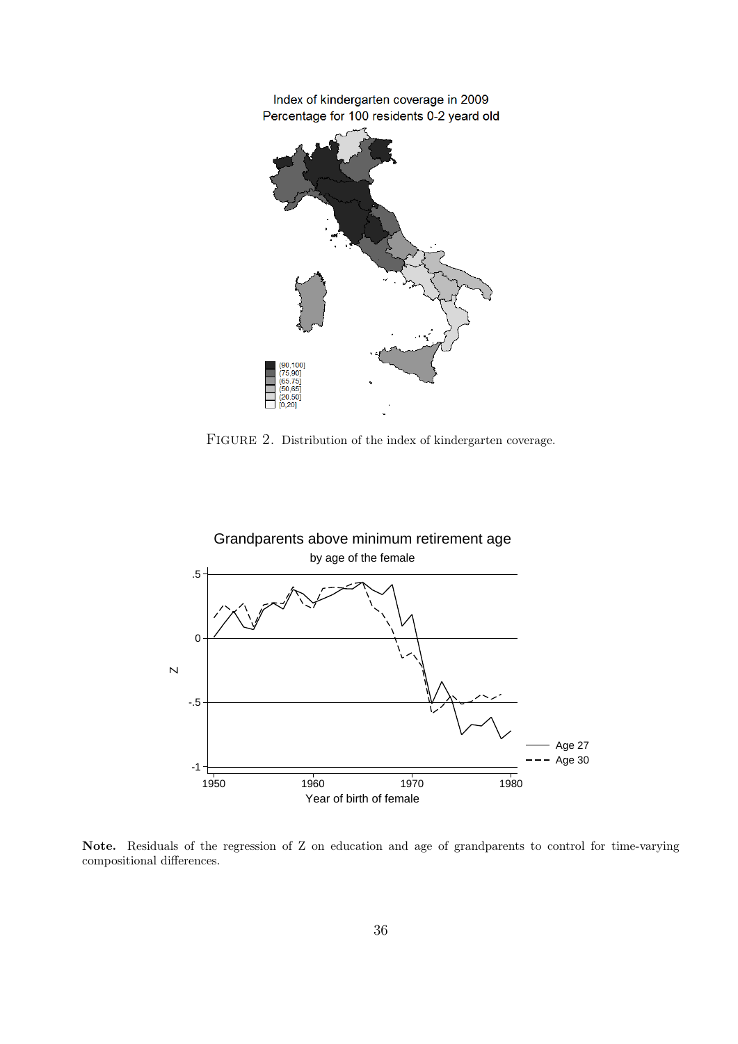FIGURE 2. Distribution of the index of kindergarten coverage.

**Note.** Residuals of the regression of Z on education and age of grandparents to control for time-varying compositional differences.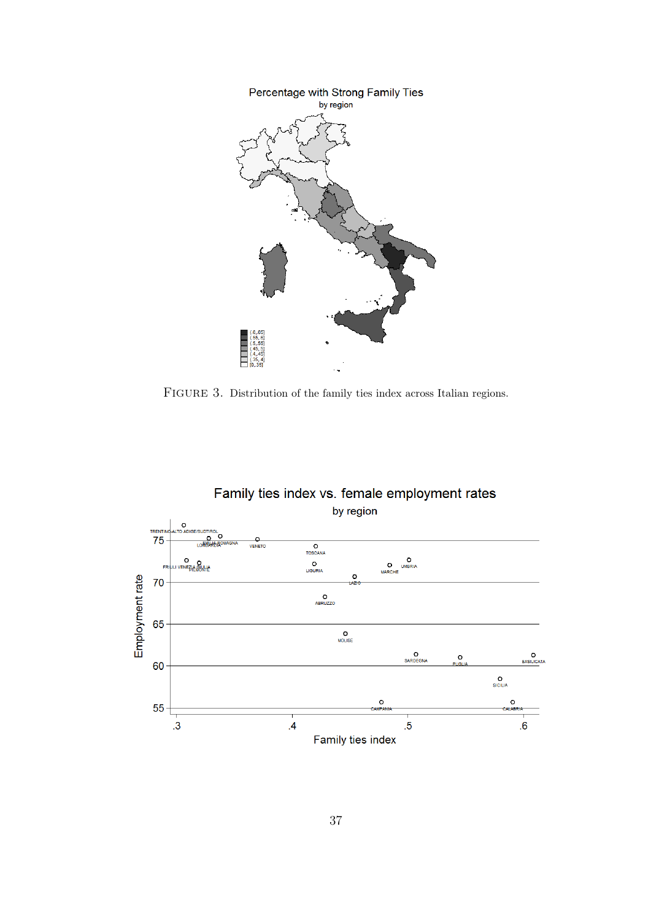FIGURE 3. Distribution of the family ties index across Italian regions.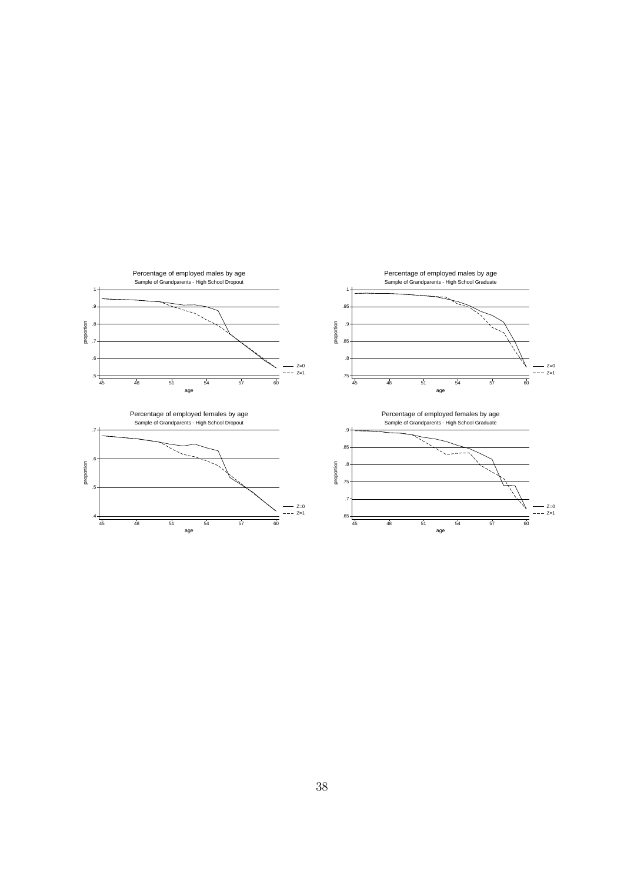Percentage of employed males by age
Sample of Grandparents - High School Dropout

proportion
1
.9
.8
.7
.6
.5
45 48 51 54 57 60
age
Z=0
Z=1

Percentage of employed males by age
Sample of Grandparents - High School Graduate

proportion
1
.95
.9
.85
.8
.75
45 48 51 54 57 60
age
Z=0
Z=1

Percentage of employed females by age
Sample of Grandparents - High School Dropout

proportion
.7
.6
.5
.4
45 48 51 54 57 60
age
Z=0
Z=1

Percentage of employed females by age
Sample of Grandparents - High School Graduate

proportion
.9
.85
.8
.75
.7
.65
45 48 51 54 57 60
age
Z=0
Z=1